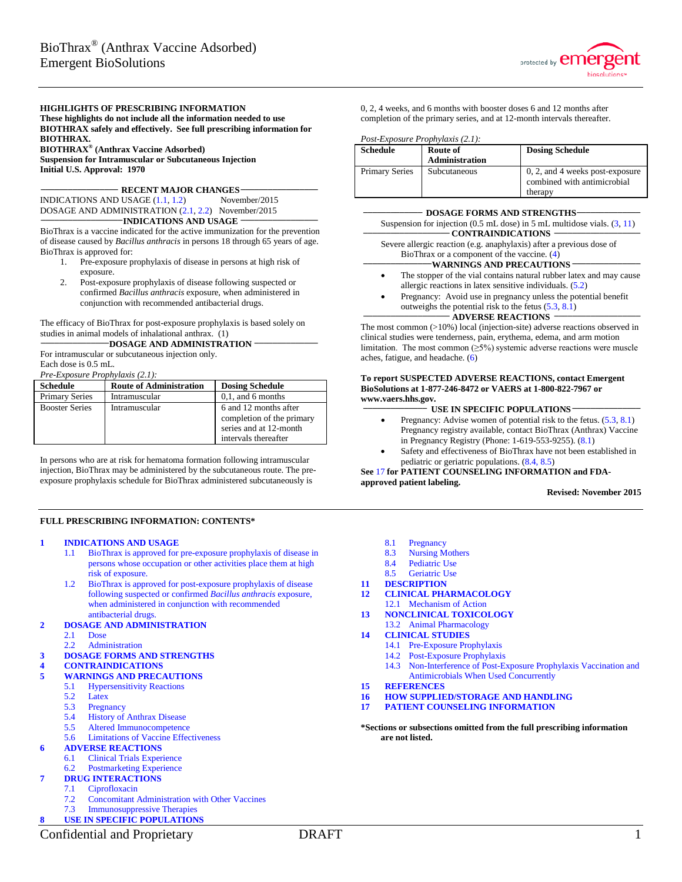# BioThrax® (Anthrax Vaccine Adsorbed)
Emergent BioSolutions

**HIGHLIGHTS OF PRESCRIBING INFORMATION**
**These highlights do not include all the information needed to use BIOTHRAX safely and effectively. See full prescribing information for BIOTHRAX.**
**BIOTHRAX® (Anthrax Vaccine Adsorbed)**
**Suspension for Intramuscular or Subcutaneous Injection**
**Initial U.S. Approval: 1970**

## RECENT MAJOR CHANGES

INDICATIONS AND USAGE (1.1, 1.2) November/2015
DOSAGE AND ADMINISTRATION (2.1, 2.2) November/2015

## INDICATIONS AND USAGE

BioThrax is a vaccine indicated for the active immunization for the prevention of disease caused by *Bacillus anthracis* in persons 18 through 65 years of age. BioThrax is approved for:

1. Pre-exposure prophylaxis of disease in persons at high risk of exposure.
2. Post-exposure prophylaxis of disease following suspected or confirmed *Bacillus anthracis* exposure, when administered in conjunction with recommended antibacterial drugs.

The efficacy of BioThrax for post-exposure prophylaxis is based solely on studies in animal models of inhalational anthrax. (1)

## DOSAGE AND ADMINISTRATION

For intramuscular or subcutaneous injection only.
Each dose is 0.5 mL.

*Pre-Exposure Prophylaxis (2.1):*

| Schedule | Route of Administration | Dosing Schedule |
|---|---|---|
| Primary Series | Intramuscular | 0,1, and 6 months |
| Booster Series | Intramuscular | 6 and 12 months after completion of the primary series and at 12-month intervals thereafter |

In persons who are at risk for hematoma formation following intramuscular injection, BioThrax may be administered by the subcutaneous route. The pre-exposure prophylaxis schedule for BioThrax administered subcutaneously is 0, 2, 4 weeks, and 6 months with booster doses 6 and 12 months after completion of the primary series, and at 12-month intervals thereafter.

*Post-Exposure Prophylaxis (2.1):*

| Schedule | Route of Administration | Dosing Schedule |
|---|---|---|
| Primary Series | Subcutaneous | 0, 2, and 4 weeks post-exposure combined with antimicrobial therapy |

## DOSAGE FORMS AND STRENGTHS

Suspension for injection (0.5 mL dose) in 5 mL multidose vials. (3, 11)

## CONTRAINDICATIONS

Severe allergic reaction (e.g. anaphylaxis) after a previous dose of BioThrax or a component of the vaccine. (4)

## WARNINGS AND PRECAUTIONS

- The stopper of the vial contains natural rubber latex and may cause allergic reactions in latex sensitive individuals. (5.2)
- Pregnancy: Avoid use in pregnancy unless the potential benefit outweighs the potential risk to the fetus (5.3, 8.1)

## ADVERSE REACTIONS

The most common (>10%) local (injection-site) adverse reactions observed in clinical studies were tenderness, pain, erythema, edema, and arm motion limitation. The most common (≥5%) systemic adverse reactions were muscle aches, fatigue, and headache. (6)

**To report SUSPECTED ADVERSE REACTIONS, contact Emergent BioSolutions at 1-877-246-8472 or VAERS at 1-800-822-7967 or www.vaers.hhs.gov.**

## USE IN SPECIFIC POPULATIONS

- Pregnancy: Advise women of potential risk to the fetus. (5.3, 8.1) Pregnancy registry available, contact BioThrax (Anthrax) Vaccine in Pregnancy Registry (Phone: 1-619-553-9255). (8.1)
- Safety and effectiveness of BioThrax have not been established in pediatric or geriatric populations. (8.4, 8.5)

**See 17 for PATIENT COUNSELING INFORMATION and FDA-approved patient labeling.**

**Revised: November 2015**

## FULL PRESCRIBING INFORMATION: CONTENTS*

**1 INDICATIONS AND USAGE**
- 1.1 BioThrax is approved for pre-exposure prophylaxis of disease in persons whose occupation or other activities place them at high risk of exposure.
- 1.2 BioThrax is approved for post-exposure prophylaxis of disease following suspected or confirmed *Bacillus anthracis* exposure, when administered in conjunction with recommended antibacterial drugs.

**2 DOSAGE AND ADMINISTRATION**
- 2.1 Dose
- 2.2 Administration

**3 DOSAGE FORMS AND STRENGTHS**

**4 CONTRAINDICATIONS**

**5 WARNINGS AND PRECAUTIONS**
- 5.1 Hypersensitivity Reactions
- 5.2 Latex
- 5.3 Pregnancy
- 5.4 History of Anthrax Disease
- 5.5 Altered Immunocompetence
- 5.6 Limitations of Vaccine Effectiveness

**6 ADVERSE REACTIONS**
- 6.1 Clinical Trials Experience
- 6.2 Postmarketing Experience

**7 DRUG INTERACTIONS**
- 7.1 Ciprofloxacin
- 7.2 Concomitant Administration with Other Vaccines
- 7.3 Immunosuppressive Therapies

**8 USE IN SPECIFIC POPULATIONS**
- 8.1 Pregnancy
- 8.3 Nursing Mothers
- 8.4 Pediatric Use
- 8.5 Geriatric Use

**11 DESCRIPTION**

**12 CLINICAL PHARMACOLOGY**
- 12.1 Mechanism of Action

**13 NONCLINICAL TOXICOLOGY**
- 13.2 Animal Pharmacology

**14 CLINICAL STUDIES**
- 14.1 Pre-Exposure Prophylaxis
- 14.2 Post-Exposure Prophylaxis
- 14.3 Non-Interference of Post-Exposure Prophylaxis Vaccination and Antimicrobials When Used Concurrently

**15 REFERENCES**

**16 HOW SUPPLIED/STORAGE AND HANDLING**

**17 PATIENT COUNSELING INFORMATION**

**\*Sections or subsections omitted from the full prescribing information are not listed.**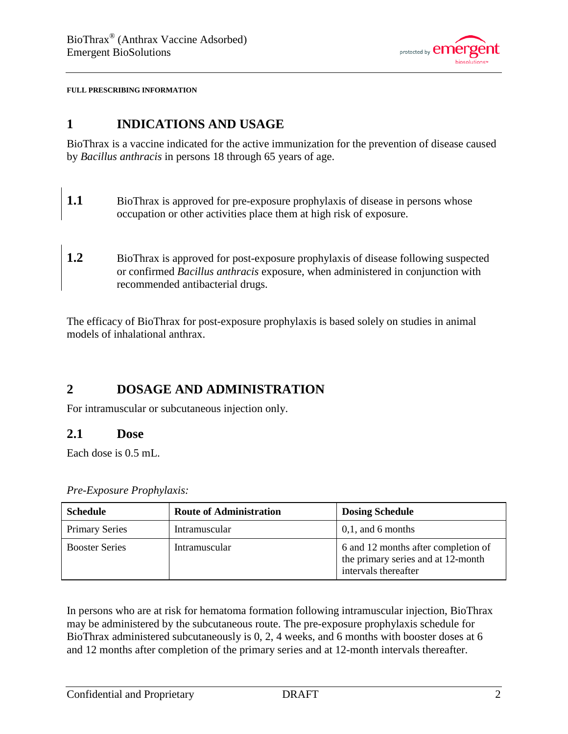**FULL PRESCRIBING INFORMATION**

# 1 INDICATIONS AND USAGE

BioThrax is a vaccine indicated for the active immunization for the prevention of disease caused by *Bacillus anthracis* in persons 18 through 65 years of age.

**1.1** BioThrax is approved for pre-exposure prophylaxis of disease in persons whose occupation or other activities place them at high risk of exposure.

**1.2** BioThrax is approved for post-exposure prophylaxis of disease following suspected or confirmed *Bacillus anthracis* exposure, when administered in conjunction with recommended antibacterial drugs.

The efficacy of BioThrax for post-exposure prophylaxis is based solely on studies in animal models of inhalational anthrax.

# 2 DOSAGE AND ADMINISTRATION

For intramuscular or subcutaneous injection only.

## 2.1 Dose

Each dose is 0.5 mL.

*Pre-Exposure Prophylaxis:*

| Schedule | Route of Administration | Dosing Schedule |
|---|---|---|
| Primary Series | Intramuscular | 0,1, and 6 months |
| Booster Series | Intramuscular | 6 and 12 months after completion of the primary series and at 12-month intervals thereafter |

In persons who are at risk for hematoma formation following intramuscular injection, BioThrax may be administered by the subcutaneous route. The pre-exposure prophylaxis schedule for BioThrax administered subcutaneously is 0, 2, 4 weeks, and 6 months with booster doses at 6 and 12 months after completion of the primary series and at 12-month intervals thereafter.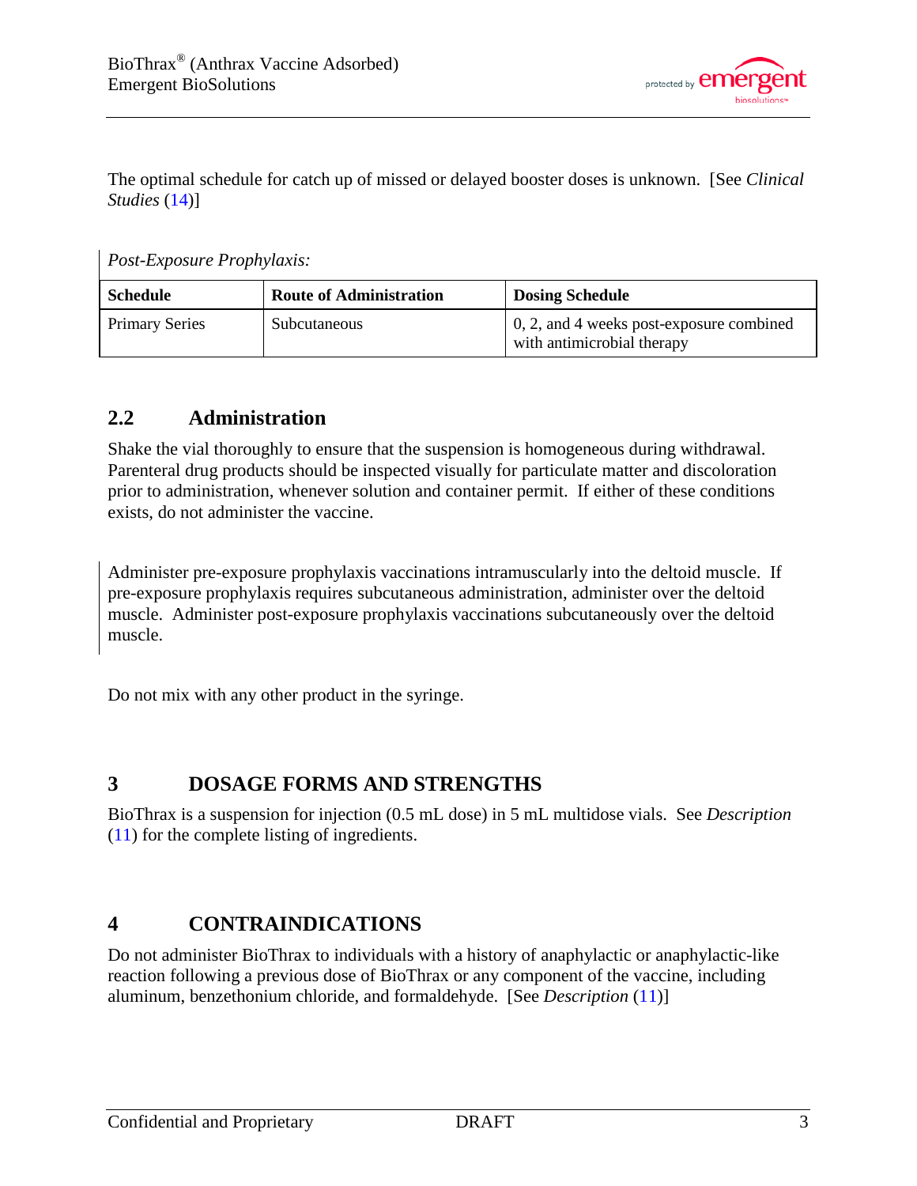The optimal schedule for catch up of missed or delayed booster doses is unknown. [See *Clinical Studies* (14)]

*Post-Exposure Prophylaxis:*

| Schedule | Route of Administration | Dosing Schedule |
|---|---|---|
| Primary Series | Subcutaneous | 0, 2, and 4 weeks post-exposure combined with antimicrobial therapy |

## 2.2 Administration

Shake the vial thoroughly to ensure that the suspension is homogeneous during withdrawal. Parenteral drug products should be inspected visually for particulate matter and discoloration prior to administration, whenever solution and container permit. If either of these conditions exists, do not administer the vaccine.

Administer pre-exposure prophylaxis vaccinations intramuscularly into the deltoid muscle. If pre-exposure prophylaxis requires subcutaneous administration, administer over the deltoid muscle. Administer post-exposure prophylaxis vaccinations subcutaneously over the deltoid muscle.

Do not mix with any other product in the syringe.

# 3 DOSAGE FORMS AND STRENGTHS

BioThrax is a suspension for injection (0.5 mL dose) in 5 mL multidose vials. See *Description* (11) for the complete listing of ingredients.

# 4 CONTRAINDICATIONS

Do not administer BioThrax to individuals with a history of anaphylactic or anaphylactic-like reaction following a previous dose of BioThrax or any component of the vaccine, including aluminum, benzethonium chloride, and formaldehyde. [See *Description* (11)]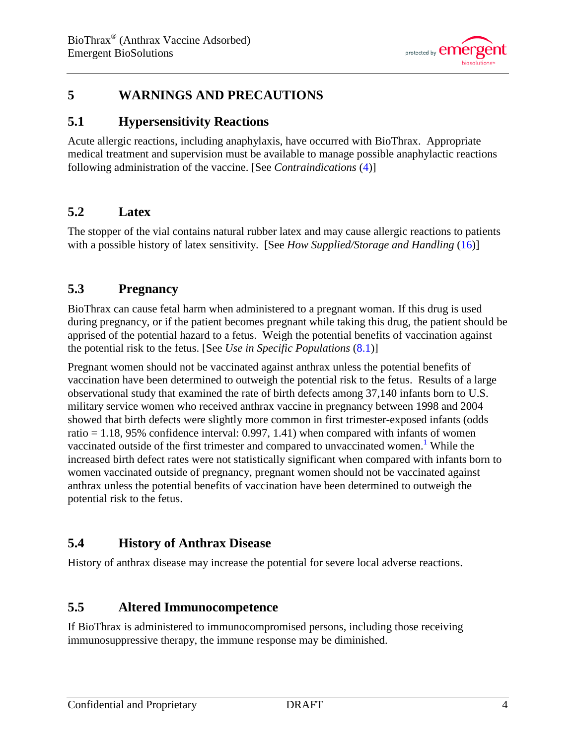# 5 WARNINGS AND PRECAUTIONS

## 5.1 Hypersensitivity Reactions

Acute allergic reactions, including anaphylaxis, have occurred with BioThrax. Appropriate medical treatment and supervision must be available to manage possible anaphylactic reactions following administration of the vaccine. [See *Contraindications* (4)]

## 5.2 Latex

The stopper of the vial contains natural rubber latex and may cause allergic reactions to patients with a possible history of latex sensitivity. [See *How Supplied/Storage and Handling* (16)]

## 5.3 Pregnancy

BioThrax can cause fetal harm when administered to a pregnant woman. If this drug is used during pregnancy, or if the patient becomes pregnant while taking this drug, the patient should be apprised of the potential hazard to a fetus. Weigh the potential benefits of vaccination against the potential risk to the fetus. [See *Use in Specific Populations* (8.1)]

Pregnant women should not be vaccinated against anthrax unless the potential benefits of vaccination have been determined to outweigh the potential risk to the fetus. Results of a large observational study that examined the rate of birth defects among 37,140 infants born to U.S. military service women who received anthrax vaccine in pregnancy between 1998 and 2004 showed that birth defects were slightly more common in first trimester-exposed infants (odds ratio = 1.18, 95% confidence interval: 0.997, 1.41) when compared with infants of women vaccinated outside of the first trimester and compared to unvaccinated women.[1] While the increased birth defect rates were not statistically significant when compared with infants born to women vaccinated outside of pregnancy, pregnant women should not be vaccinated against anthrax unless the potential benefits of vaccination have been determined to outweigh the potential risk to the fetus.

## 5.4 History of Anthrax Disease

History of anthrax disease may increase the potential for severe local adverse reactions.

## 5.5 Altered Immunocompetence

If BioThrax is administered to immunocompromised persons, including those receiving immunosuppressive therapy, the immune response may be diminished.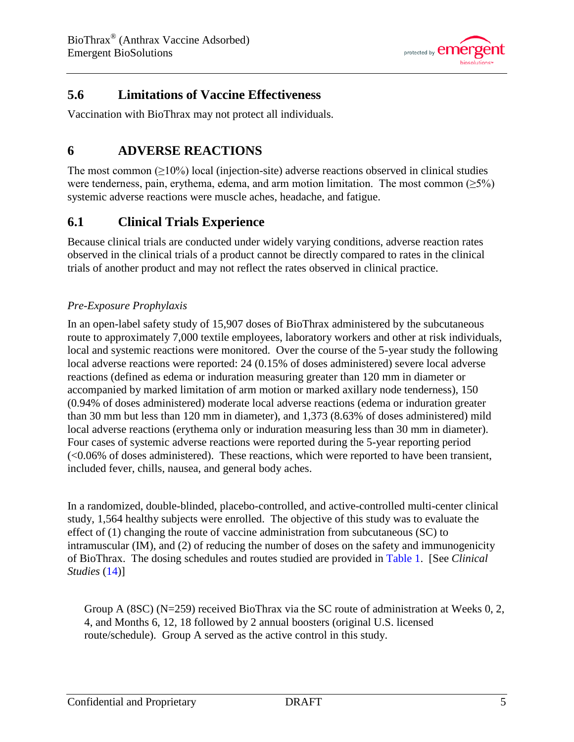## 5.6 Limitations of Vaccine Effectiveness

Vaccination with BioThrax may not protect all individuals.

# 6 ADVERSE REACTIONS

The most common (≥10%) local (injection-site) adverse reactions observed in clinical studies were tenderness, pain, erythema, edema, and arm motion limitation. The most common (≥5%) systemic adverse reactions were muscle aches, headache, and fatigue.

## 6.1 Clinical Trials Experience

Because clinical trials are conducted under widely varying conditions, adverse reaction rates observed in the clinical trials of a product cannot be directly compared to rates in the clinical trials of another product and may not reflect the rates observed in clinical practice.

*Pre-Exposure Prophylaxis*

In an open-label safety study of 15,907 doses of BioThrax administered by the subcutaneous route to approximately 7,000 textile employees, laboratory workers and other at risk individuals, local and systemic reactions were monitored. Over the course of the 5-year study the following local adverse reactions were reported: 24 (0.15% of doses administered) severe local adverse reactions (defined as edema or induration measuring greater than 120 mm in diameter or accompanied by marked limitation of arm motion or marked axillary node tenderness), 150 (0.94% of doses administered) moderate local adverse reactions (edema or induration greater than 30 mm but less than 120 mm in diameter), and 1,373 (8.63% of doses administered) mild local adverse reactions (erythema only or induration measuring less than 30 mm in diameter). Four cases of systemic adverse reactions were reported during the 5-year reporting period (<0.06% of doses administered). These reactions, which were reported to have been transient, included fever, chills, nausea, and general body aches.

In a randomized, double-blinded, placebo-controlled, and active-controlled multi-center clinical study, 1,564 healthy subjects were enrolled. The objective of this study was to evaluate the effect of (1) changing the route of vaccine administration from subcutaneous (SC) to intramuscular (IM), and (2) of reducing the number of doses on the safety and immunogenicity of BioThrax. The dosing schedules and routes studied are provided in Table 1. [See *Clinical Studies* (14)]

Group A (8SC) (N=259) received BioThrax via the SC route of administration at Weeks 0, 2, 4, and Months 6, 12, 18 followed by 2 annual boosters (original U.S. licensed route/schedule). Group A served as the active control in this study.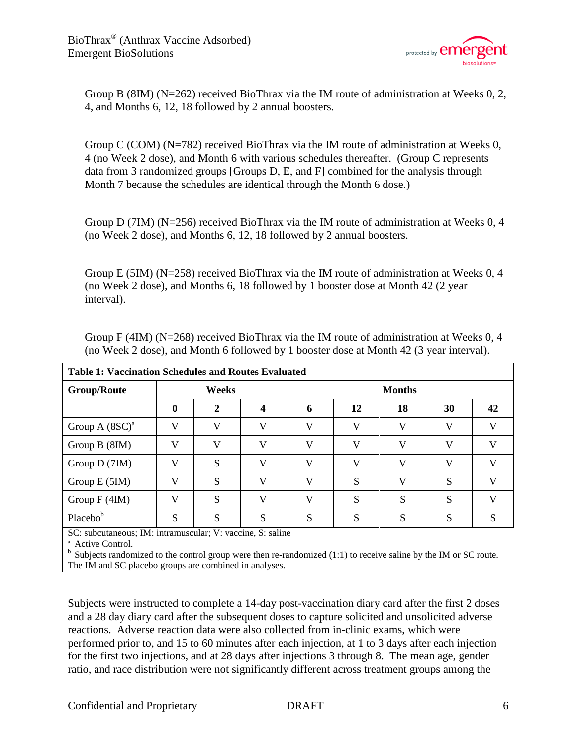Group B (8IM) (N=262) received BioThrax via the IM route of administration at Weeks 0, 2, 4, and Months 6, 12, 18 followed by 2 annual boosters.

Group C (COM) (N=782) received BioThrax via the IM route of administration at Weeks 0, 4 (no Week 2 dose), and Month 6 with various schedules thereafter. (Group C represents data from 3 randomized groups [Groups D, E, and F] combined for the analysis through Month 7 because the schedules are identical through the Month 6 dose.)

Group D (7IM) (N=256) received BioThrax via the IM route of administration at Weeks 0, 4 (no Week 2 dose), and Months 6, 12, 18 followed by 2 annual boosters.

Group E (5IM) (N=258) received BioThrax via the IM route of administration at Weeks 0, 4 (no Week 2 dose), and Months 6, 18 followed by 1 booster dose at Month 42 (2 year interval).

Group F (4IM) (N=268) received BioThrax via the IM route of administration at Weeks 0, 4 (no Week 2 dose), and Month 6 followed by 1 booster dose at Month 42 (3 year interval).

**Table 1: Vaccination Schedules and Routes Evaluated**

| Group/Route | Weeks | | | Months | | | | |
|---|---|---|---|---|---|---|---|---|
| | 0 | 2 | 4 | 6 | 12 | 18 | 30 | 42 |
| Group A (8SC)[a] | V | V | V | V | V | V | V | V |
| Group B (8IM) | V | V | V | V | V | V | V | V |
| Group D (7IM) | V | S | V | V | V | V | V | V |
| Group E (5IM) | V | S | V | V | S | V | S | V |
| Group F (4IM) | V | S | V | V | S | S | S | V |
| Placebo[b] | S | S | S | S | S | S | S | S |

SC: subcutaneous; IM: intramuscular; V: vaccine, S: saline

[a] Active Control.

[b] Subjects randomized to the control group were then re-randomized (1:1) to receive saline by the IM or SC route. The IM and SC placebo groups are combined in analyses.

Subjects were instructed to complete a 14-day post-vaccination diary card after the first 2 doses and a 28 day diary card after the subsequent doses to capture solicited and unsolicited adverse reactions. Adverse reaction data were also collected from in-clinic exams, which were performed prior to, and 15 to 60 minutes after each injection, at 1 to 3 days after each injection for the first two injections, and at 28 days after injections 3 through 8. The mean age, gender ratio, and race distribution were not significantly different across treatment groups among the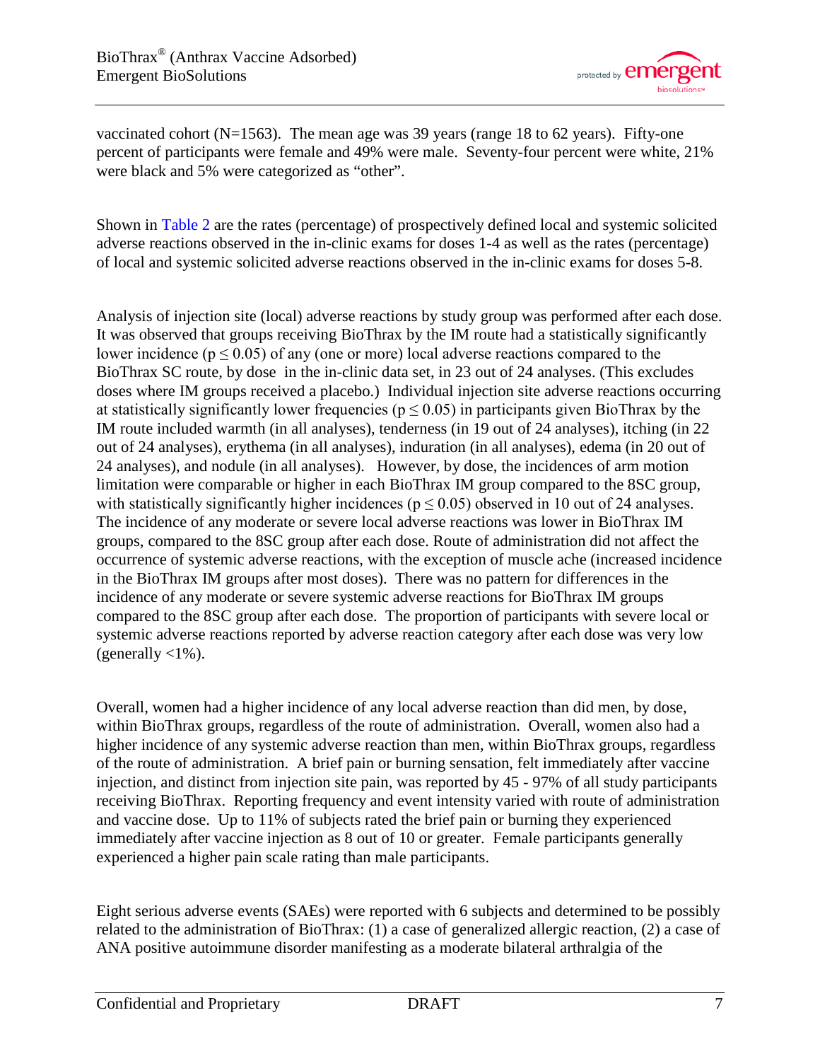vaccinated cohort (N=1563). The mean age was 39 years (range 18 to 62 years). Fifty-one percent of participants were female and 49% were male. Seventy-four percent were white, 21% were black and 5% were categorized as "other".

Shown in Table 2 are the rates (percentage) of prospectively defined local and systemic solicited adverse reactions observed in the in-clinic exams for doses 1-4 as well as the rates (percentage) of local and systemic solicited adverse reactions observed in the in-clinic exams for doses 5-8.

Analysis of injection site (local) adverse reactions by study group was performed after each dose. It was observed that groups receiving BioThrax by the IM route had a statistically significantly lower incidence ($p \leq 0.05$) of any (one or more) local adverse reactions compared to the BioThrax SC route, by dose in the in-clinic data set, in 23 out of 24 analyses. (This excludes doses where IM groups received a placebo.) Individual injection site adverse reactions occurring at statistically significantly lower frequencies ($p \leq 0.05$) in participants given BioThrax by the IM route included warmth (in all analyses), tenderness (in 19 out of 24 analyses), itching (in 22 out of 24 analyses), erythema (in all analyses), induration (in all analyses), edema (in 20 out of 24 analyses), and nodule (in all analyses). However, by dose, the incidences of arm motion limitation were comparable or higher in each BioThrax IM group compared to the 8SC group, with statistically significantly higher incidences ($p \leq 0.05$) observed in 10 out of 24 analyses. The incidence of any moderate or severe local adverse reactions was lower in BioThrax IM groups, compared to the 8SC group after each dose. Route of administration did not affect the occurrence of systemic adverse reactions, with the exception of muscle ache (increased incidence in the BioThrax IM groups after most doses). There was no pattern for differences in the incidence of any moderate or severe systemic adverse reactions for BioThrax IM groups compared to the 8SC group after each dose. The proportion of participants with severe local or systemic adverse reactions reported by adverse reaction category after each dose was very low (generally <1%).

Overall, women had a higher incidence of any local adverse reaction than did men, by dose, within BioThrax groups, regardless of the route of administration. Overall, women also had a higher incidence of any systemic adverse reaction than men, within BioThrax groups, regardless of the route of administration. A brief pain or burning sensation, felt immediately after vaccine injection, and distinct from injection site pain, was reported by 45 - 97% of all study participants receiving BioThrax. Reporting frequency and event intensity varied with route of administration and vaccine dose. Up to 11% of subjects rated the brief pain or burning they experienced immediately after vaccine injection as 8 out of 10 or greater. Female participants generally experienced a higher pain scale rating than male participants.

Eight serious adverse events (SAEs) were reported with 6 subjects and determined to be possibly related to the administration of BioThrax: (1) a case of generalized allergic reaction, (2) a case of ANA positive autoimmune disorder manifesting as a moderate bilateral arthralgia of the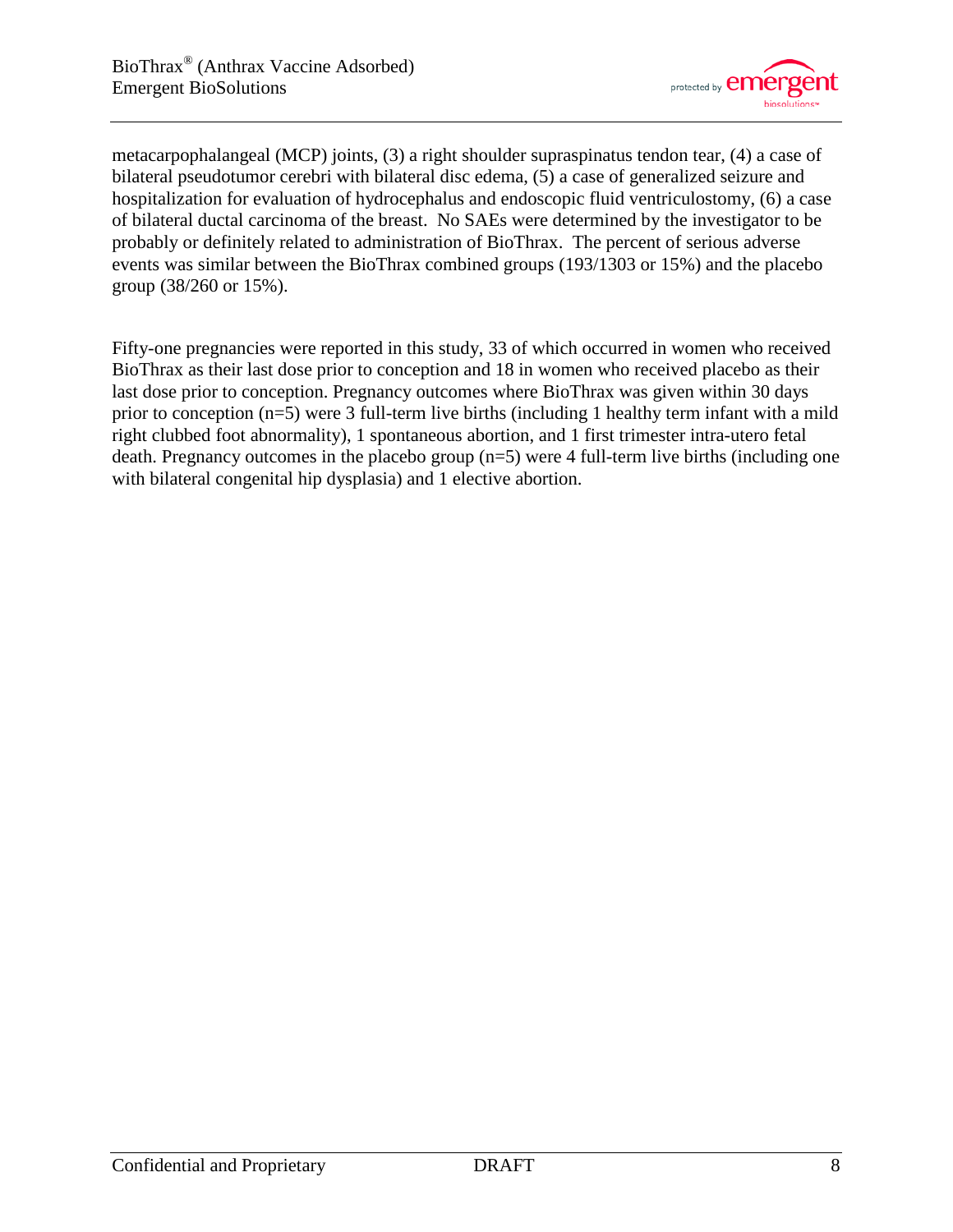metacarpophalangeal (MCP) joints, (3) a right shoulder supraspinatus tendon tear, (4) a case of bilateral pseudotumor cerebri with bilateral disc edema, (5) a case of generalized seizure and hospitalization for evaluation of hydrocephalus and endoscopic fluid ventriculostomy, (6) a case of bilateral ductal carcinoma of the breast. No SAEs were determined by the investigator to be probably or definitely related to administration of BioThrax. The percent of serious adverse events was similar between the BioThrax combined groups (193/1303 or 15%) and the placebo group (38/260 or 15%).

Fifty-one pregnancies were reported in this study, 33 of which occurred in women who received BioThrax as their last dose prior to conception and 18 in women who received placebo as their last dose prior to conception. Pregnancy outcomes where BioThrax was given within 30 days prior to conception (n=5) were 3 full-term live births (including 1 healthy term infant with a mild right clubbed foot abnormality), 1 spontaneous abortion, and 1 first trimester intra-utero fetal death. Pregnancy outcomes in the placebo group (n=5) were 4 full-term live births (including one with bilateral congenital hip dysplasia) and 1 elective abortion.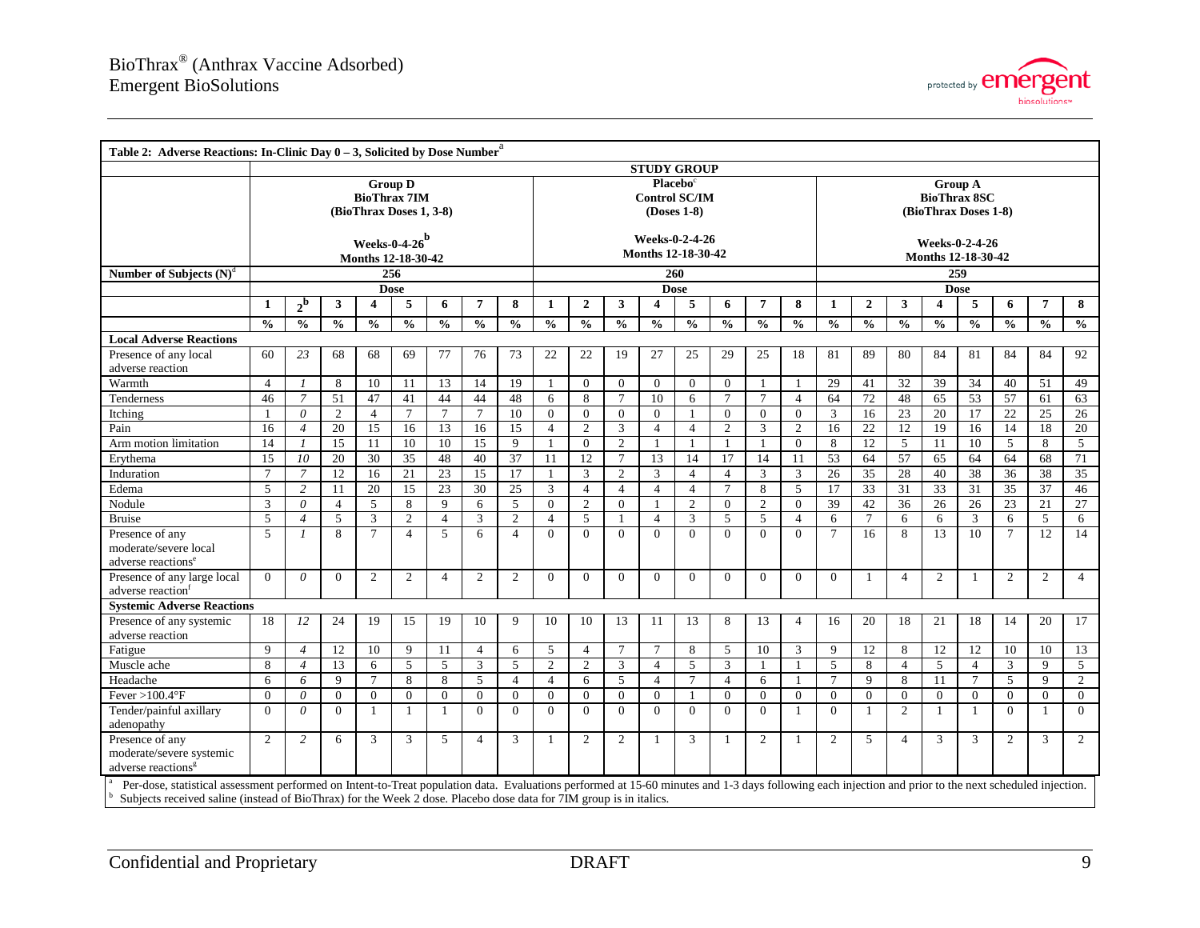**Table 2: Adverse Reactions: In-Clinic Day 0 – 3, Solicited by Dose Number[a]**

| | STUDY GROUP | | | | | | | | | | | | | | | | | | | | | | | |
|---|---|---|---|---|---|---|---|---|---|---|---|---|---|---|---|---|---|---|---|---|---|---|---|---|
| | Group D BioThrax 7IM (BioThrax Doses 1, 3-8) Weeks-0-4-26[b] Months 12-18-30-42 | | | | | | | | Placebo[c] Control SC/IM (Doses 1-8) Weeks-0-2-4-26 Months 12-18-30-42 | | | | | | | | Group A BioThrax 8SC (BioThrax Doses 1-8) Weeks-0-2-4-26 Months 12-18-30-42 | | | | | | | |
| Number of Subjects (N)[d] | 256 | | | | | | | | 260 | | | | | | | | 259 | | | | | | | |
| | Dose | | | | | | | | Dose | | | | | | | | Dose | | | | | | | |
| | 1 | 2[b] | 3 | 4 | 5 | 6 | 7 | 8 | 1 | 2 | 3 | 4 | 5 | 6 | 7 | 8 | 1 | 2 | 3 | 4 | 5 | 6 | 7 | 8 |
| | % | % | % | % | % | % | % | % | % | % | % | % | % | % | % | % | % | % | % | % | % | % | % | % |
| **Local Adverse Reactions** | | | | | | | | | | | | | | | | | | | | | | | | |
| Presence of any local adverse reaction | 60 | *23* | 68 | 68 | 69 | 77 | 76 | 73 | 22 | 22 | 19 | 27 | 25 | 29 | 25 | 18 | 81 | 89 | 80 | 84 | 81 | 84 | 84 | 92 |
| Warmth | 4 | *1* | 8 | 10 | 11 | 13 | 14 | 19 | 1 | 0 | 0 | 0 | 0 | 0 | 1 | 1 | 29 | 41 | 32 | 39 | 34 | 40 | 51 | 49 |
| Tenderness | 46 | *7* | 51 | 47 | 41 | 44 | 44 | 48 | 6 | 8 | 7 | 10 | 6 | 7 | 7 | 4 | 64 | 72 | 48 | 65 | 53 | 57 | 61 | 63 |
| Itching | 1 | *0* | 2 | 4 | 7 | 7 | 7 | 10 | 0 | 0 | 0 | 0 | 1 | 0 | 0 | 0 | 3 | 16 | 23 | 20 | 17 | 22 | 25 | 26 |
| Pain | 16 | *4* | 20 | 15 | 16 | 13 | 16 | 15 | 4 | 2 | 3 | 4 | 4 | 2 | 3 | 2 | 16 | 22 | 12 | 19 | 16 | 14 | 18 | 20 |
| Arm motion limitation | 14 | *1* | 15 | 11 | 10 | 10 | 15 | 9 | 1 | 0 | 2 | 1 | 1 | 1 | 1 | 0 | 8 | 12 | 5 | 11 | 10 | 5 | 8 | 5 |
| Erythema | 15 | *10* | 20 | 30 | 35 | 48 | 40 | 37 | 11 | 12 | 7 | 13 | 14 | 17 | 14 | 11 | 53 | 64 | 57 | 65 | 64 | 64 | 68 | 71 |
| Induration | 7 | *7* | 12 | 16 | 21 | 23 | 15 | 17 | 1 | 3 | 2 | 3 | 4 | 4 | 3 | 3 | 26 | 35 | 28 | 40 | 38 | 36 | 38 | 35 |
| Edema | 5 | *2* | 11 | 20 | 15 | 23 | 30 | 25 | 3 | 4 | 4 | 4 | 4 | 7 | 8 | 5 | 17 | 33 | 31 | 33 | 31 | 35 | 37 | 46 |
| Nodule | 3 | *0* | 4 | 5 | 8 | 9 | 6 | 5 | 0 | 2 | 0 | 1 | 2 | 0 | 2 | 0 | 39 | 42 | 36 | 26 | 26 | 23 | 21 | 27 |
| Bruise | 5 | *4* | 5 | 3 | 2 | 4 | 3 | 2 | 4 | 5 | 1 | 4 | 3 | 5 | 5 | 4 | 6 | 7 | 6 | 6 | 3 | 6 | 5 | 6 |
| Presence of any moderate/severe local adverse reactions[e] | 5 | *1* | 8 | 7 | 4 | 5 | 6 | 4 | 0 | 0 | 0 | 0 | 0 | 0 | 0 | 0 | 7 | 16 | 8 | 13 | 10 | 7 | 12 | 14 |
| Presence of any large local adverse reaction[f] | 0 | *0* | 0 | 2 | 2 | 4 | 2 | 2 | 0 | 0 | 0 | 0 | 0 | 0 | 0 | 0 | 0 | 1 | 4 | 2 | 1 | 2 | 2 | 4 |
| **Systemic Adverse Reactions** | | | | | | | | | | | | | | | | | | | | | | | | |
| Presence of any systemic adverse reaction | 18 | *12* | 24 | 19 | 15 | 19 | 10 | 9 | 10 | 10 | 13 | 11 | 13 | 8 | 13 | 4 | 16 | 20 | 18 | 21 | 18 | 14 | 20 | 17 |
| Fatigue | 9 | *4* | 12 | 10 | 9 | 11 | 4 | 6 | 5 | 4 | 7 | 7 | 8 | 5 | 10 | 3 | 9 | 12 | 8 | 12 | 12 | 10 | 10 | 13 |
| Muscle ache | 8 | *4* | 13 | 6 | 5 | 5 | 3 | 5 | 2 | 2 | 3 | 4 | 5 | 3 | 1 | 1 | 5 | 8 | 4 | 5 | 4 | 3 | 9 | 5 |
| Headache | 6 | *6* | 9 | 7 | 8 | 8 | 5 | 4 | 4 | 6 | 5 | 4 | 7 | 4 | 6 | 1 | 7 | 9 | 8 | 11 | 7 | 5 | 9 | 2 |
| Fever >100.4°F | 0 | *0* | 0 | 0 | 0 | 0 | 0 | 0 | 0 | 0 | 0 | 0 | 1 | 0 | 0 | 0 | 0 | 0 | 0 | 0 | 0 | 0 | 0 | 0 |
| Tender/painful axillary adenopathy | 0 | *0* | 0 | 1 | 1 | 1 | 0 | 0 | 0 | 0 | 0 | 0 | 0 | 0 | 0 | 1 | 0 | 1 | 2 | 1 | 1 | 0 | 1 | 0 |
| Presence of any moderate/severe systemic adverse reactions[g] | 2 | *2* | 6 | 3 | 3 | 5 | 4 | 3 | 1 | 2 | 2 | 1 | 3 | 1 | 2 | 1 | 2 | 5 | 4 | 3 | 3 | 2 | 3 | 2 |

[a] Per-dose, statistical assessment performed on Intent-to-Treat population data. Evaluations performed at 15-60 minutes and 1-3 days following each injection and prior to the next scheduled injection.
[b] Subjects received saline (instead of BioThrax) for the Week 2 dose. Placebo dose data for 7IM group is in italics.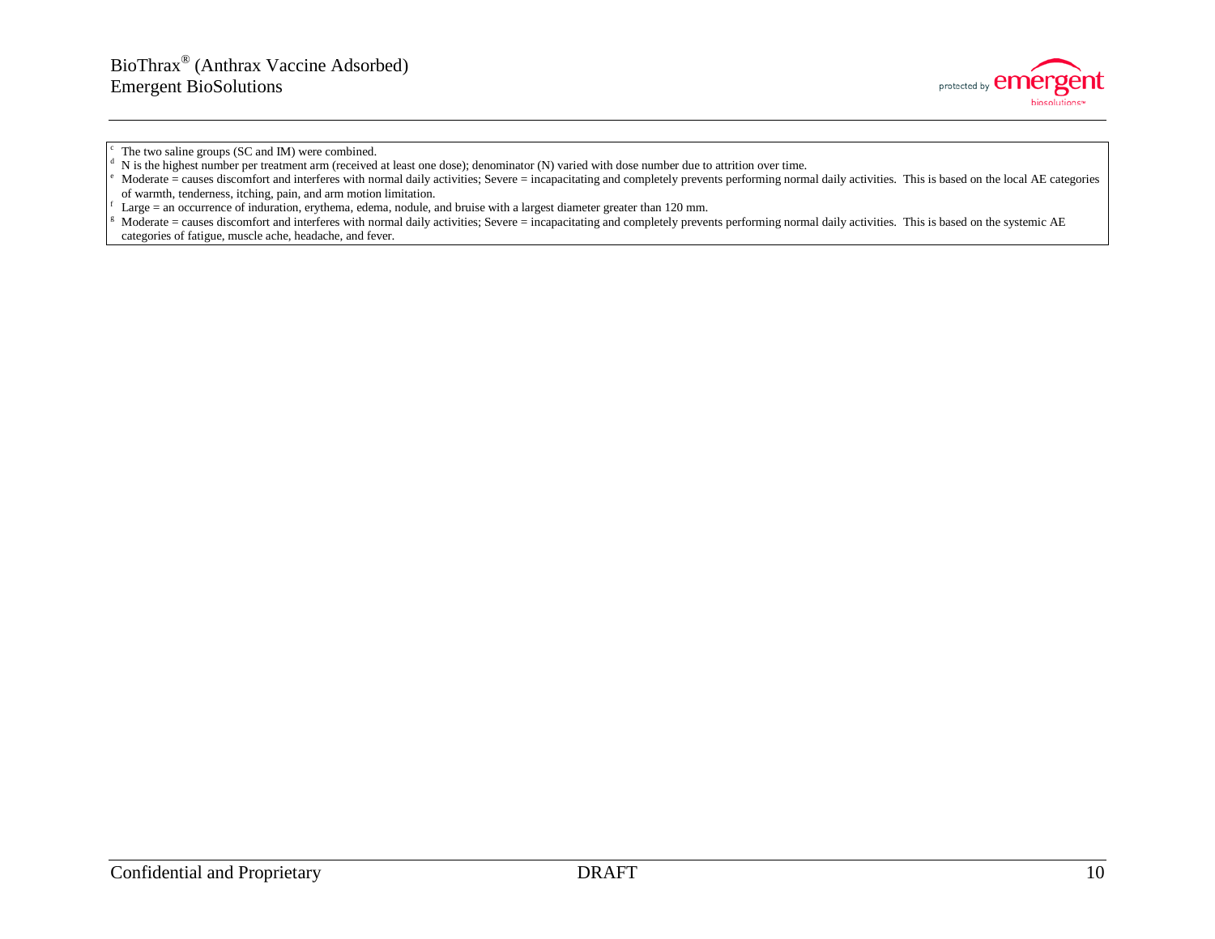[c] The two saline groups (SC and IM) were combined.
[d] N is the highest number per treatment arm (received at least one dose); denominator (N) varied with dose number due to attrition over time.
[e] Moderate = causes discomfort and interferes with normal daily activities; Severe = incapacitating and completely prevents performing normal daily activities. This is based on the local AE categories of warmth, tenderness, itching, pain, and arm motion limitation.
[f] Large = an occurrence of induration, erythema, edema, nodule, and bruise with a largest diameter greater than 120 mm.
[g] Moderate = causes discomfort and interferes with normal daily activities; Severe = incapacitating and completely prevents performing normal daily activities. This is based on the systemic AE categories of fatigue, muscle ache, headache, and fever.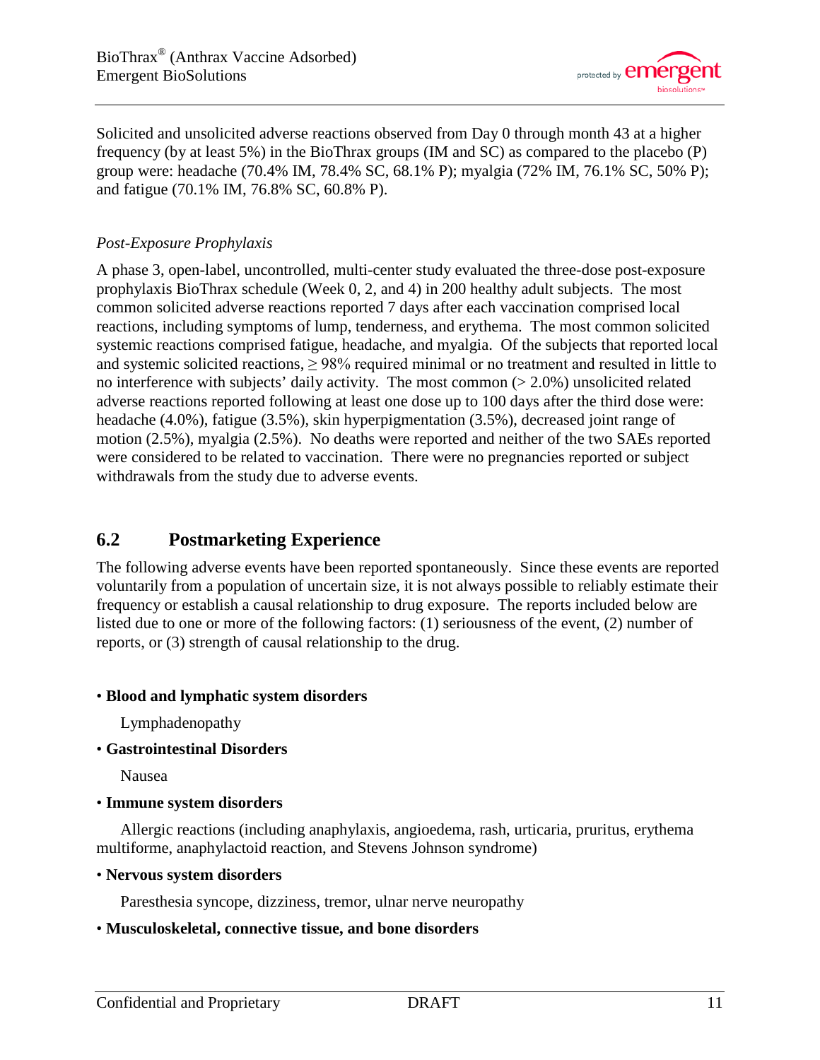Solicited and unsolicited adverse reactions observed from Day 0 through month 43 at a higher frequency (by at least 5%) in the BioThrax groups (IM and SC) as compared to the placebo (P) group were: headache (70.4% IM, 78.4% SC, 68.1% P); myalgia (72% IM, 76.1% SC, 50% P); and fatigue (70.1% IM, 76.8% SC, 60.8% P).

*Post-Exposure Prophylaxis*

A phase 3, open-label, uncontrolled, multi-center study evaluated the three-dose post-exposure prophylaxis BioThrax schedule (Week 0, 2, and 4) in 200 healthy adult subjects. The most common solicited adverse reactions reported 7 days after each vaccination comprised local reactions, including symptoms of lump, tenderness, and erythema. The most common solicited systemic reactions comprised fatigue, headache, and myalgia. Of the subjects that reported local and systemic solicited reactions, ≥ 98% required minimal or no treatment and resulted in little to no interference with subjects' daily activity. The most common (> 2.0%) unsolicited related adverse reactions reported following at least one dose up to 100 days after the third dose were: headache (4.0%), fatigue (3.5%), skin hyperpigmentation (3.5%), decreased joint range of motion (2.5%), myalgia (2.5%). No deaths were reported and neither of the two SAEs reported were considered to be related to vaccination. There were no pregnancies reported or subject withdrawals from the study due to adverse events.

## 6.2 Postmarketing Experience

The following adverse events have been reported spontaneously. Since these events are reported voluntarily from a population of uncertain size, it is not always possible to reliably estimate their frequency or establish a causal relationship to drug exposure. The reports included below are listed due to one or more of the following factors: (1) seriousness of the event, (2) number of reports, or (3) strength of causal relationship to the drug.

- **Blood and lymphatic system disorders**

  Lymphadenopathy

- **Gastrointestinal Disorders**

  Nausea

- **Immune system disorders**

  Allergic reactions (including anaphylaxis, angioedema, rash, urticaria, pruritus, erythema multiforme, anaphylactoid reaction, and Stevens Johnson syndrome)

- **Nervous system disorders**

  Paresthesia syncope, dizziness, tremor, ulnar nerve neuropathy

- **Musculoskeletal, connective tissue, and bone disorders**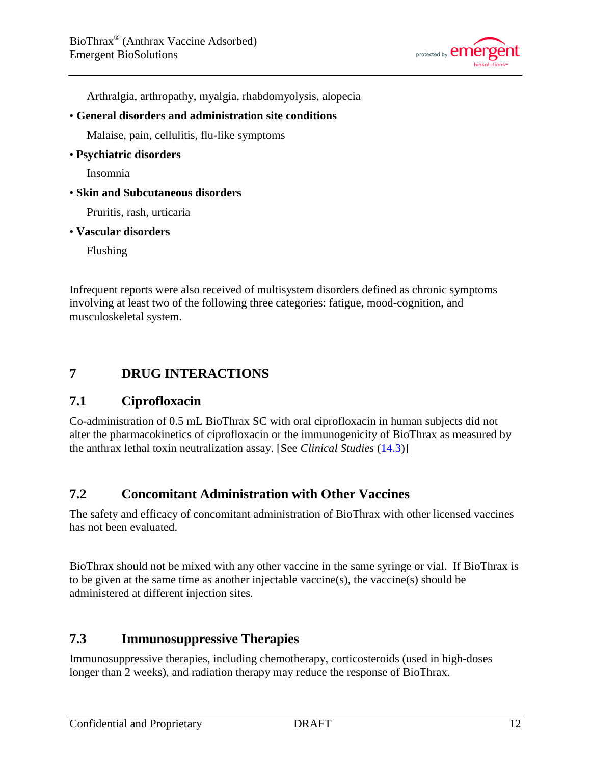Arthralgia, arthropathy, myalgia, rhabdomyolysis, alopecia

- **General disorders and administration site conditions**

  Malaise, pain, cellulitis, flu-like symptoms

- **Psychiatric disorders**

  Insomnia

- **Skin and Subcutaneous disorders**

  Pruritis, rash, urticaria

- **Vascular disorders**

  Flushing

Infrequent reports were also received of multisystem disorders defined as chronic symptoms involving at least two of the following three categories: fatigue, mood-cognition, and musculoskeletal system.

# 7 DRUG INTERACTIONS

## 7.1 Ciprofloxacin

Co-administration of 0.5 mL BioThrax SC with oral ciprofloxacin in human subjects did not alter the pharmacokinetics of ciprofloxacin or the immunogenicity of BioThrax as measured by the anthrax lethal toxin neutralization assay. [See *Clinical Studies* (14.3)]

## 7.2 Concomitant Administration with Other Vaccines

The safety and efficacy of concomitant administration of BioThrax with other licensed vaccines has not been evaluated.

BioThrax should not be mixed with any other vaccine in the same syringe or vial. If BioThrax is to be given at the same time as another injectable vaccine(s), the vaccine(s) should be administered at different injection sites.

## 7.3 Immunosuppressive Therapies

Immunosuppressive therapies, including chemotherapy, corticosteroids (used in high-doses longer than 2 weeks), and radiation therapy may reduce the response of BioThrax.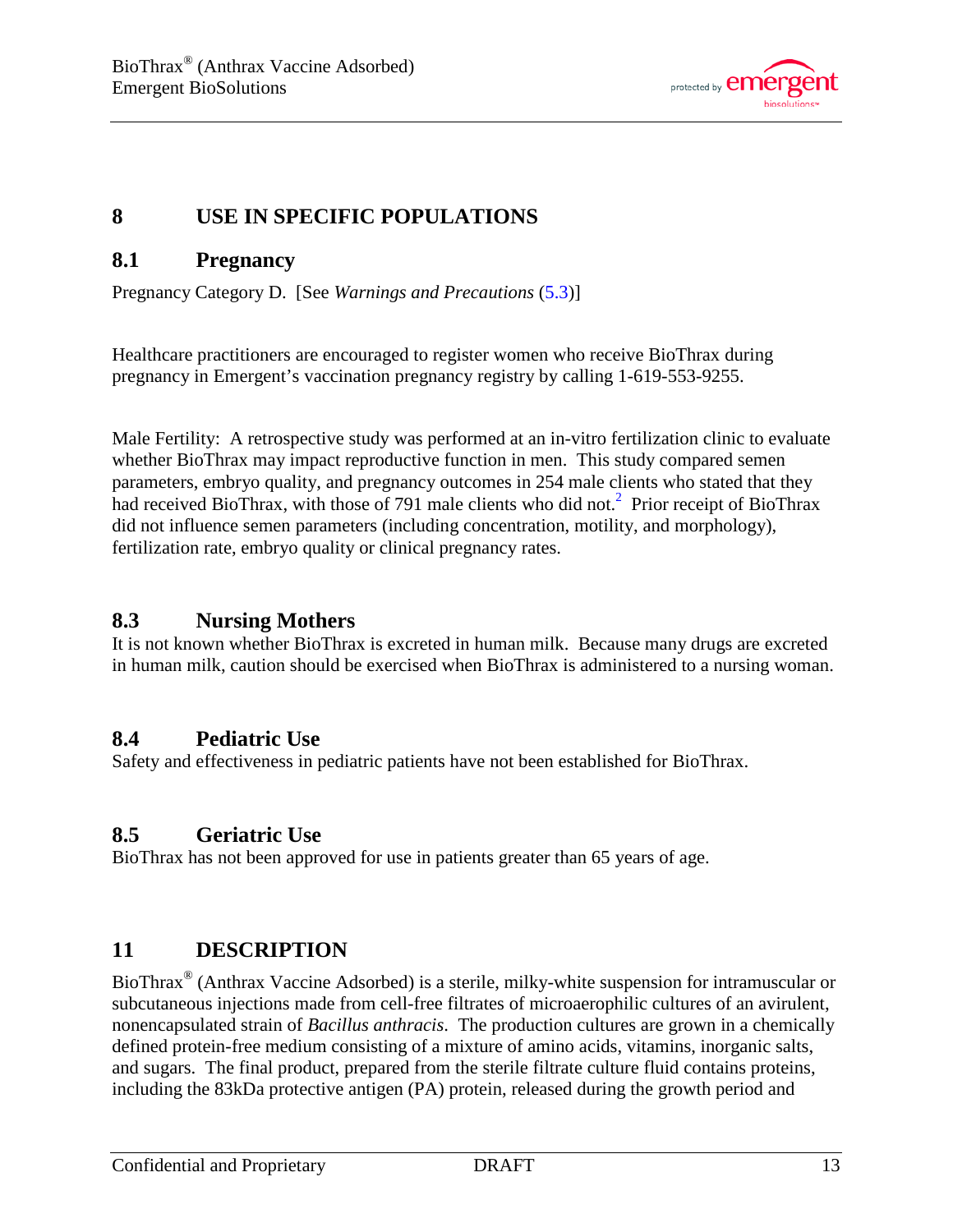## 8 USE IN SPECIFIC POPULATIONS

### 8.1 Pregnancy

Pregnancy Category D. [See *Warnings and Precautions* (5.3)]

Healthcare practitioners are encouraged to register women who receive BioThrax during pregnancy in Emergent's vaccination pregnancy registry by calling 1-619-553-9255.

Male Fertility: A retrospective study was performed at an in-vitro fertilization clinic to evaluate whether BioThrax may impact reproductive function in men. This study compared semen parameters, embryo quality, and pregnancy outcomes in 254 male clients who stated that they had received BioThrax, with those of 791 male clients who did not.[2] Prior receipt of BioThrax did not influence semen parameters (including concentration, motility, and morphology), fertilization rate, embryo quality or clinical pregnancy rates.

### 8.3 Nursing Mothers

It is not known whether BioThrax is excreted in human milk. Because many drugs are excreted in human milk, caution should be exercised when BioThrax is administered to a nursing woman.

### 8.4 Pediatric Use

Safety and effectiveness in pediatric patients have not been established for BioThrax.

### 8.5 Geriatric Use

BioThrax has not been approved for use in patients greater than 65 years of age.

## 11 DESCRIPTION

BioThrax® (Anthrax Vaccine Adsorbed) is a sterile, milky-white suspension for intramuscular or subcutaneous injections made from cell-free filtrates of microaerophilic cultures of an avirulent, nonencapsulated strain of *Bacillus anthracis*. The production cultures are grown in a chemically defined protein-free medium consisting of a mixture of amino acids, vitamins, inorganic salts, and sugars. The final product, prepared from the sterile filtrate culture fluid contains proteins, including the 83kDa protective antigen (PA) protein, released during the growth period and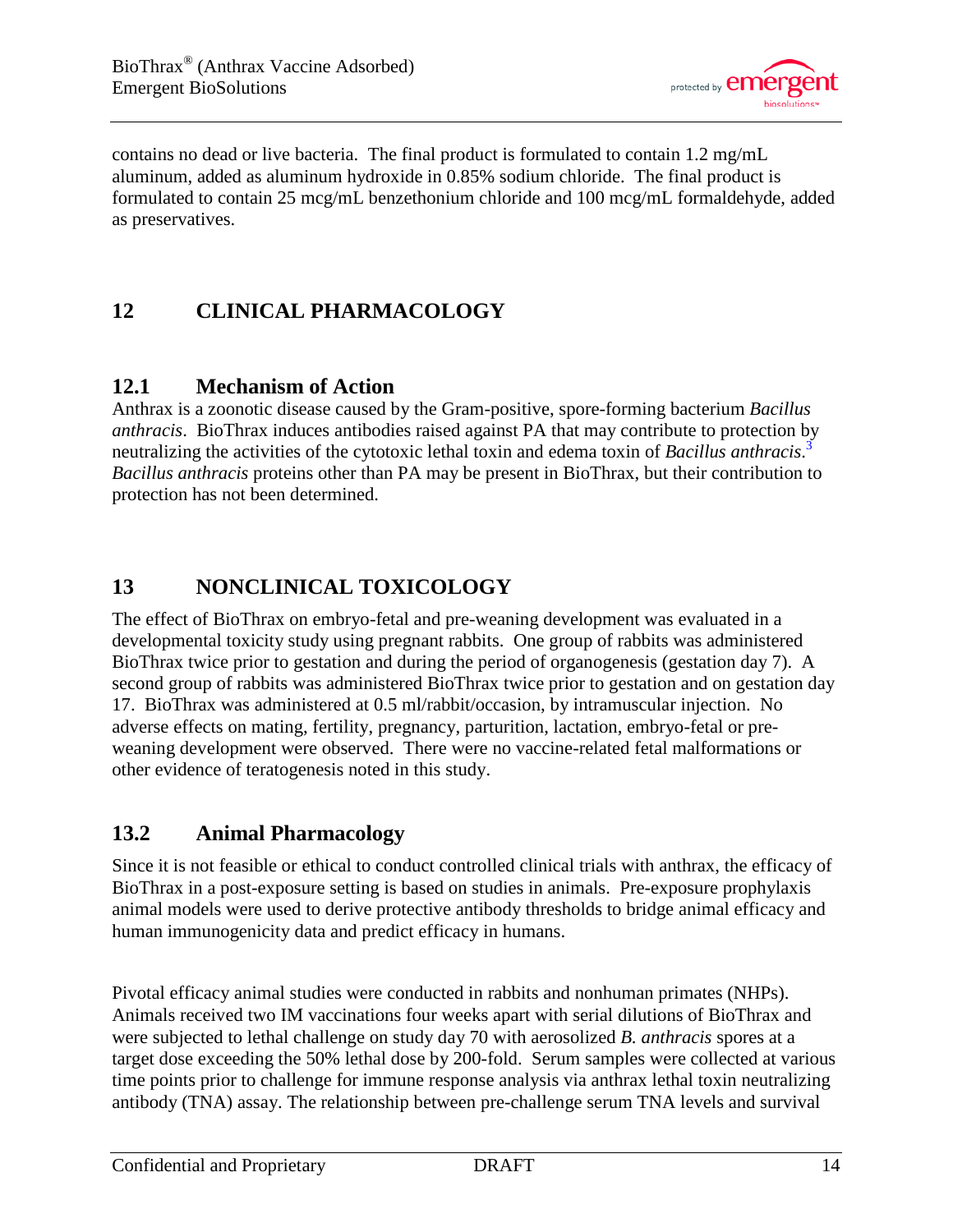contains no dead or live bacteria. The final product is formulated to contain 1.2 mg/mL aluminum, added as aluminum hydroxide in 0.85% sodium chloride. The final product is formulated to contain 25 mcg/mL benzethonium chloride and 100 mcg/mL formaldehyde, added as preservatives.

# 12 CLINICAL PHARMACOLOGY

## 12.1 Mechanism of Action

Anthrax is a zoonotic disease caused by the Gram-positive, spore-forming bacterium *Bacillus anthracis*. BioThrax induces antibodies raised against PA that may contribute to protection by neutralizing the activities of the cytotoxic lethal toxin and edema toxin of *Bacillus anthracis*.[3] *Bacillus anthracis* proteins other than PA may be present in BioThrax, but their contribution to protection has not been determined.

# 13 NONCLINICAL TOXICOLOGY

The effect of BioThrax on embryo-fetal and pre-weaning development was evaluated in a developmental toxicity study using pregnant rabbits. One group of rabbits was administered BioThrax twice prior to gestation and during the period of organogenesis (gestation day 7). A second group of rabbits was administered BioThrax twice prior to gestation and on gestation day 17. BioThrax was administered at 0.5 ml/rabbit/occasion, by intramuscular injection. No adverse effects on mating, fertility, pregnancy, parturition, lactation, embryo-fetal or pre-weaning development were observed. There were no vaccine-related fetal malformations or other evidence of teratogenesis noted in this study.

## 13.2 Animal Pharmacology

Since it is not feasible or ethical to conduct controlled clinical trials with anthrax, the efficacy of BioThrax in a post-exposure setting is based on studies in animals. Pre-exposure prophylaxis animal models were used to derive protective antibody thresholds to bridge animal efficacy and human immunogenicity data and predict efficacy in humans.

Pivotal efficacy animal studies were conducted in rabbits and nonhuman primates (NHPs). Animals received two IM vaccinations four weeks apart with serial dilutions of BioThrax and were subjected to lethal challenge on study day 70 with aerosolized *B. anthracis* spores at a target dose exceeding the 50% lethal dose by 200-fold. Serum samples were collected at various time points prior to challenge for immune response analysis via anthrax lethal toxin neutralizing antibody (TNA) assay. The relationship between pre-challenge serum TNA levels and survival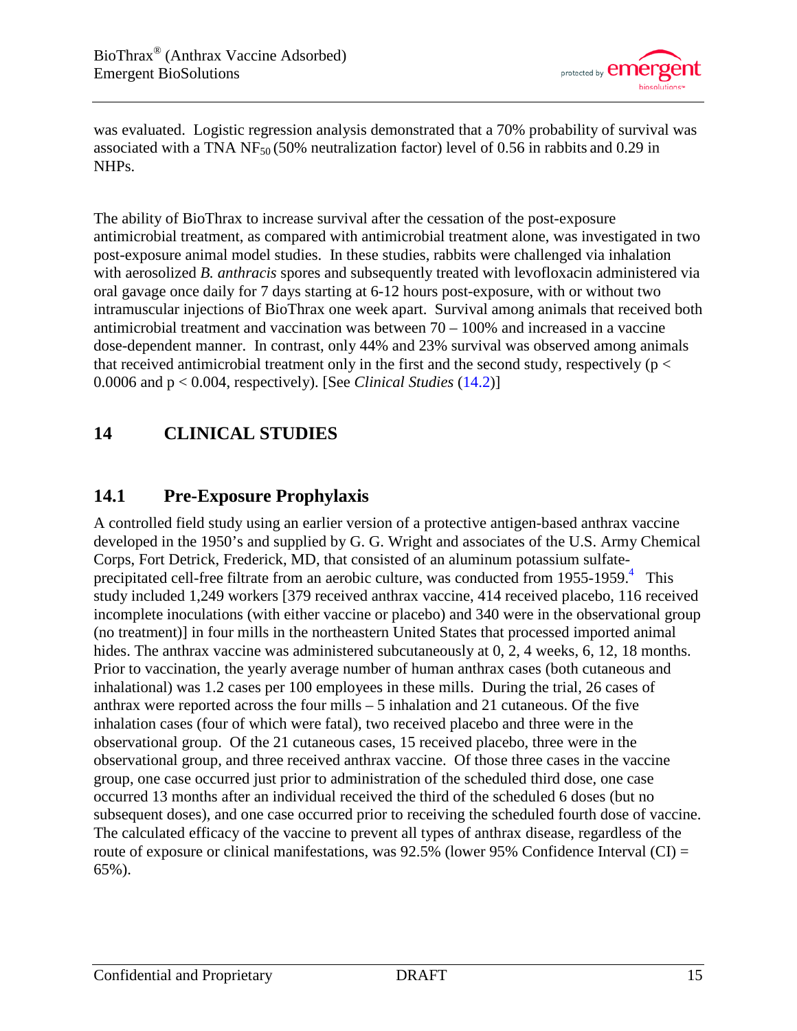was evaluated. Logistic regression analysis demonstrated that a 70% probability of survival was associated with a TNA $NF_{50}$ (50% neutralization factor) level of 0.56 in rabbits and 0.29 in NHPs.

The ability of BioThrax to increase survival after the cessation of the post-exposure antimicrobial treatment, as compared with antimicrobial treatment alone, was investigated in two post-exposure animal model studies. In these studies, rabbits were challenged via inhalation with aerosolized *B. anthracis* spores and subsequently treated with levofloxacin administered via oral gavage once daily for 7 days starting at 6-12 hours post-exposure, with or without two intramuscular injections of BioThrax one week apart. Survival among animals that received both antimicrobial treatment and vaccination was between 70 – 100% and increased in a vaccine dose-dependent manner. In contrast, only 44% and 23% survival was observed among animals that received antimicrobial treatment only in the first and the second study, respectively ($p < 0.0006$ and $p < 0.004$, respectively). [See *Clinical Studies* (14.2)]

# 14 CLINICAL STUDIES

## 14.1 Pre-Exposure Prophylaxis

A controlled field study using an earlier version of a protective antigen-based anthrax vaccine developed in the 1950's and supplied by G. G. Wright and associates of the U.S. Army Chemical Corps, Fort Detrick, Frederick, MD, that consisted of an aluminum potassium sulfate-precipitated cell-free filtrate from an aerobic culture, was conducted from 1955-1959.[4] This study included 1,249 workers [379 received anthrax vaccine, 414 received placebo, 116 received incomplete inoculations (with either vaccine or placebo) and 340 were in the observational group (no treatment)] in four mills in the northeastern United States that processed imported animal hides. The anthrax vaccine was administered subcutaneously at 0, 2, 4 weeks, 6, 12, 18 months. Prior to vaccination, the yearly average number of human anthrax cases (both cutaneous and inhalational) was 1.2 cases per 100 employees in these mills. During the trial, 26 cases of anthrax were reported across the four mills – 5 inhalation and 21 cutaneous. Of the five inhalation cases (four of which were fatal), two received placebo and three were in the observational group. Of the 21 cutaneous cases, 15 received placebo, three were in the observational group, and three received anthrax vaccine. Of those three cases in the vaccine group, one case occurred just prior to administration of the scheduled third dose, one case occurred 13 months after an individual received the third of the scheduled 6 doses (but no subsequent doses), and one case occurred prior to receiving the scheduled fourth dose of vaccine. The calculated efficacy of the vaccine to prevent all types of anthrax disease, regardless of the route of exposure or clinical manifestations, was 92.5% (lower 95% Confidence Interval (CI) = 65%).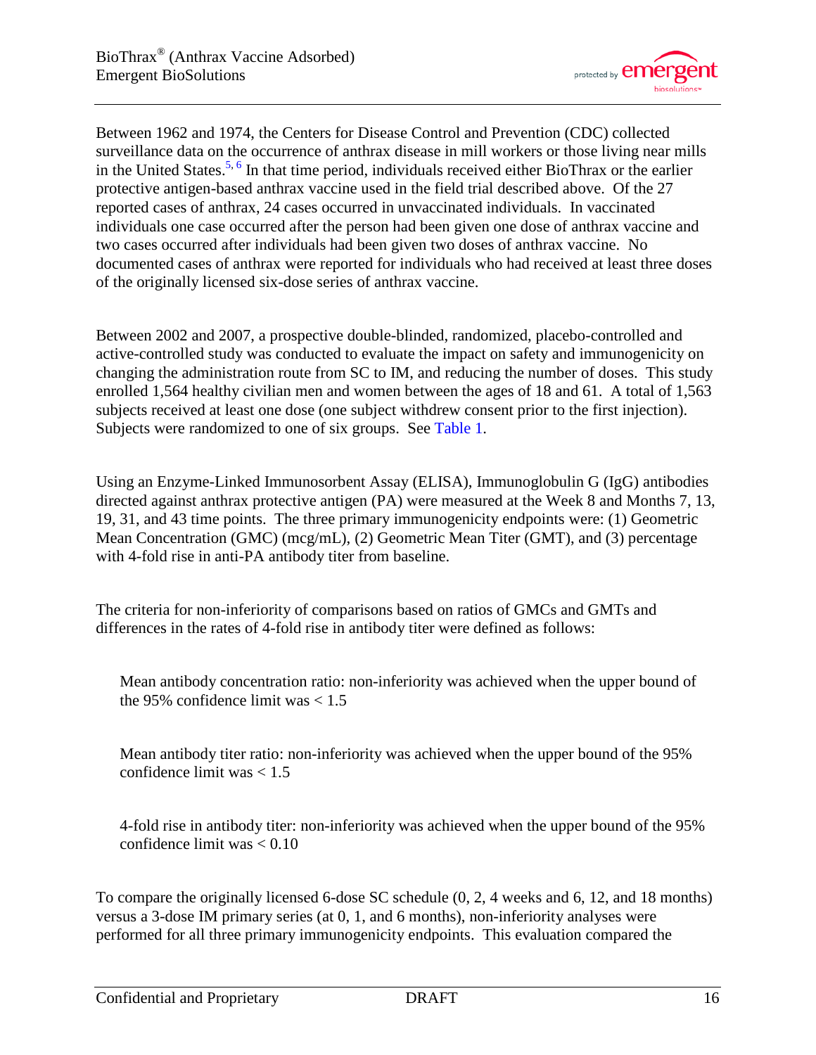Between 1962 and 1974, the Centers for Disease Control and Prevention (CDC) collected surveillance data on the occurrence of anthrax disease in mill workers or those living near mills in the United States.[5, 6] In that time period, individuals received either BioThrax or the earlier protective antigen-based anthrax vaccine used in the field trial described above. Of the 27 reported cases of anthrax, 24 cases occurred in unvaccinated individuals. In vaccinated individuals one case occurred after the person had been given one dose of anthrax vaccine and two cases occurred after individuals had been given two doses of anthrax vaccine. No documented cases of anthrax were reported for individuals who had received at least three doses of the originally licensed six-dose series of anthrax vaccine.

Between 2002 and 2007, a prospective double-blinded, randomized, placebo-controlled and active-controlled study was conducted to evaluate the impact on safety and immunogenicity on changing the administration route from SC to IM, and reducing the number of doses. This study enrolled 1,564 healthy civilian men and women between the ages of 18 and 61. A total of 1,563 subjects received at least one dose (one subject withdrew consent prior to the first injection). Subjects were randomized to one of six groups. See Table 1.

Using an Enzyme-Linked Immunosorbent Assay (ELISA), Immunoglobulin G (IgG) antibodies directed against anthrax protective antigen (PA) were measured at the Week 8 and Months 7, 13, 19, 31, and 43 time points. The three primary immunogenicity endpoints were: (1) Geometric Mean Concentration (GMC) (mcg/mL), (2) Geometric Mean Titer (GMT), and (3) percentage with 4-fold rise in anti-PA antibody titer from baseline.

The criteria for non-inferiority of comparisons based on ratios of GMCs and GMTs and differences in the rates of 4-fold rise in antibody titer were defined as follows:

Mean antibody concentration ratio: non-inferiority was achieved when the upper bound of the 95% confidence limit was $< 1.5$

Mean antibody titer ratio: non-inferiority was achieved when the upper bound of the 95% confidence limit was $< 1.5$

4-fold rise in antibody titer: non-inferiority was achieved when the upper bound of the 95% confidence limit was $< 0.10$

To compare the originally licensed 6-dose SC schedule (0, 2, 4 weeks and 6, 12, and 18 months) versus a 3-dose IM primary series (at 0, 1, and 6 months), non-inferiority analyses were performed for all three primary immunogenicity endpoints. This evaluation compared the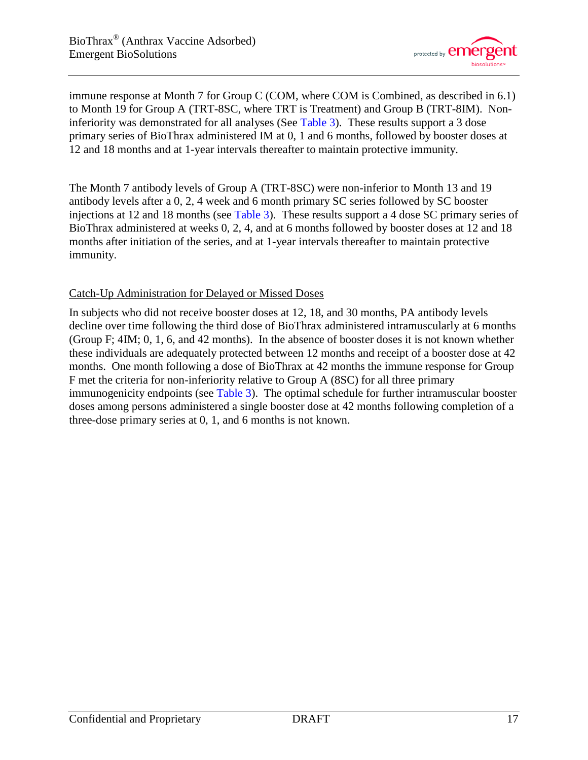immune response at Month 7 for Group C (COM, where COM is Combined, as described in 6.1) to Month 19 for Group A (TRT-8SC, where TRT is Treatment) and Group B (TRT-8IM). Non-inferiority was demonstrated for all analyses (See Table 3). These results support a 3 dose primary series of BioThrax administered IM at 0, 1 and 6 months, followed by booster doses at 12 and 18 months and at 1-year intervals thereafter to maintain protective immunity.

The Month 7 antibody levels of Group A (TRT-8SC) were non-inferior to Month 13 and 19 antibody levels after a 0, 2, 4 week and 6 month primary SC series followed by SC booster injections at 12 and 18 months (see Table 3). These results support a 4 dose SC primary series of BioThrax administered at weeks 0, 2, 4, and at 6 months followed by booster doses at 12 and 18 months after initiation of the series, and at 1-year intervals thereafter to maintain protective immunity.

<u>Catch-Up Administration for Delayed or Missed Doses</u>

In subjects who did not receive booster doses at 12, 18, and 30 months, PA antibody levels decline over time following the third dose of BioThrax administered intramuscularly at 6 months (Group F; 4IM; 0, 1, 6, and 42 months). In the absence of booster doses it is not known whether these individuals are adequately protected between 12 months and receipt of a booster dose at 42 months. One month following a dose of BioThrax at 42 months the immune response for Group F met the criteria for non-inferiority relative to Group A (8SC) for all three primary immunogenicity endpoints (see Table 3). The optimal schedule for further intramuscular booster doses among persons administered a single booster dose at 42 months following completion of a three-dose primary series at 0, 1, and 6 months is not known.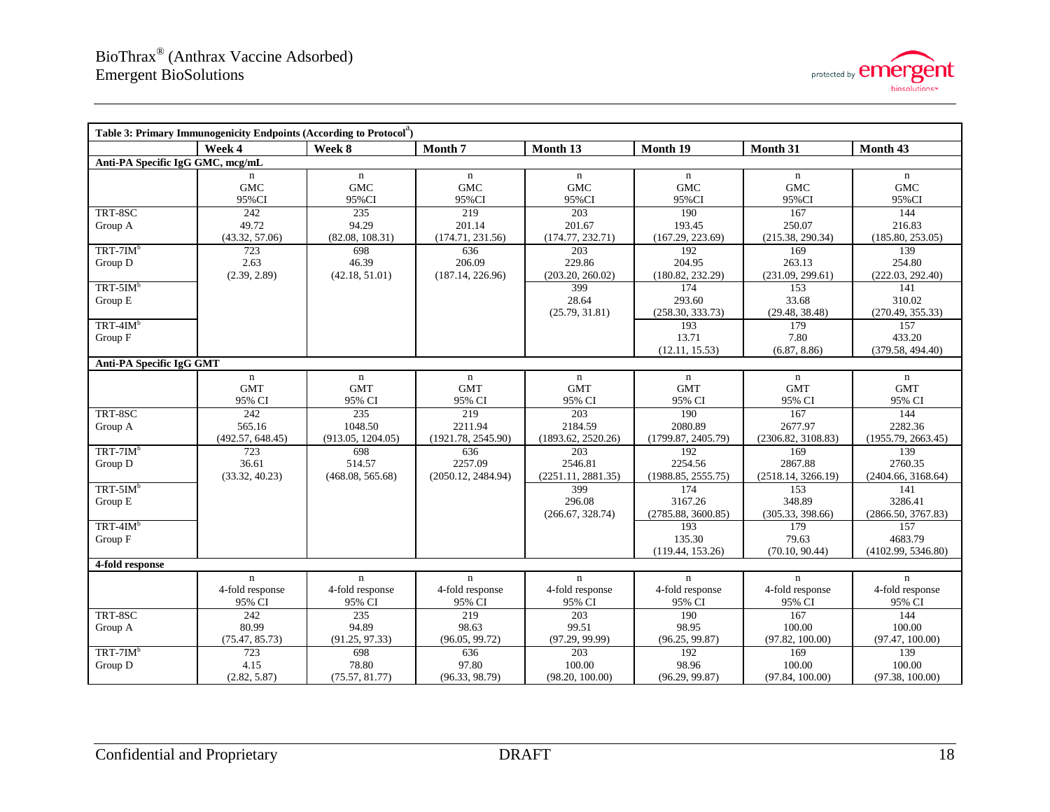**Table 3: Primary Immunogenicity Endpoints (According to Protocol[a])**

| | Week 4 | Week 8 | Month 7 | Month 13 | Month 19 | Month 31 | Month 43 |
|---|---|---|---|---|---|---|---|
| **Anti-PA Specific IgG GMC, mcg/mL** | | | | | | | |
| | n<br>GMC<br>95%CI | n<br>GMC<br>95%CI | n<br>GMC<br>95%CI | n<br>GMC<br>95%CI | n<br>GMC<br>95%CI | n<br>GMC<br>95%CI | n<br>GMC<br>95%CI |
| TRT-8SC<br>Group A | 242<br>49.72<br>(43.32, 57.06) | 235<br>94.29<br>(82.08, 108.31) | 219<br>201.14<br>(174.71, 231.56) | 203<br>201.67<br>(174.77, 232.71) | 190<br>193.45<br>(167.29, 223.69) | 167<br>250.07<br>(215.38, 290.34) | 144<br>216.83<br>(185.80, 253.05) |
| TRT-7IM[b]<br>Group D | 723<br>2.63<br>(2.39, 2.89) | 698<br>46.39<br>(42.18, 51.01) | 636<br>206.09<br>(187.14, 226.96) | 203<br>229.86<br>(203.20, 260.02) | 192<br>204.95<br>(180.82, 232.29) | 169<br>263.13<br>(231.09, 299.61) | 139<br>254.80<br>(222.03, 292.40) |
| TRT-5IM[b]<br>Group E | | | | 399<br>28.64<br>(25.79, 31.81) | 174<br>293.60<br>(258.30, 333.73) | 153<br>33.68<br>(29.48, 38.48) | 141<br>310.02<br>(270.49, 355.33) |
| TRT-4IM[b]<br>Group F | | | | | 193<br>13.71<br>(12.11, 15.53) | 179<br>7.80<br>(6.87, 8.86) | 157<br>433.20<br>(379.58, 494.40) |
| **Anti-PA Specific IgG GMT** | | | | | | | |
| | n<br>GMT<br>95% CI | n<br>GMT<br>95% CI | n<br>GMT<br>95% CI | n<br>GMT<br>95% CI | n<br>GMT<br>95% CI | n<br>GMT<br>95% CI | n<br>GMT<br>95% CI |
| TRT-8SC<br>Group A | 242<br>565.16<br>(492.57, 648.45) | 235<br>1048.50<br>(913.05, 1204.05) | 219<br>2211.94<br>(1921.78, 2545.90) | 203<br>2184.59<br>(1893.62, 2520.26) | 190<br>2080.89<br>(1799.87, 2405.79) | 167<br>2677.97<br>(2306.82, 3108.83) | 144<br>2282.36<br>(1955.79, 2663.45) |
| TRT-7IM[b]<br>Group D | 723<br>36.61<br>(33.32, 40.23) | 698<br>514.57<br>(468.08, 565.68) | 636<br>2257.09<br>(2050.12, 2484.94) | 203<br>2546.81<br>(2251.11, 2881.35) | 192<br>2254.56<br>(1988.85, 2555.75) | 169<br>2867.88<br>(2518.14, 3266.19) | 139<br>2760.35<br>(2404.66, 3168.64) |
| TRT-5IM[b]<br>Group E | | | | 399<br>296.08<br>(266.67, 328.74) | 174<br>3167.26<br>(2785.88, 3600.85) | 153<br>348.89<br>(305.33, 398.66) | 141<br>3286.41<br>(2866.50, 3767.83) |
| TRT-4IM[b]<br>Group F | | | | | 193<br>135.30<br>(119.44, 153.26) | 179<br>79.63<br>(70.10, 90.44) | 157<br>4683.79<br>(4102.99, 5346.80) |
| **4-fold response** | | | | | | | |
| | n<br>4-fold response<br>95% CI | n<br>4-fold response<br>95% CI | n<br>4-fold response<br>95% CI | n<br>4-fold response<br>95% CI | n<br>4-fold response<br>95% CI | n<br>4-fold response<br>95% CI | n<br>4-fold response<br>95% CI |
| TRT-8SC<br>Group A | 242<br>80.99<br>(75.47, 85.73) | 235<br>94.89<br>(91.25, 97.33) | 219<br>98.63<br>(96.05, 99.72) | 203<br>99.51<br>(97.29, 99.99) | 190<br>98.95<br>(96.25, 99.87) | 167<br>100.00<br>(97.82, 100.00) | 144<br>100.00<br>(97.47, 100.00) |
| TRT-7IM[b]<br>Group D | 723<br>4.15<br>(2.82, 5.87) | 698<br>78.80<br>(75.57, 81.77) | 636<br>97.80<br>(96.33, 98.79) | 203<br>100.00<br>(98.20, 100.00) | 192<br>98.96<br>(96.29, 99.87) | 169<br>100.00<br>(97.84, 100.00) | 139<br>100.00<br>(97.38, 100.00) |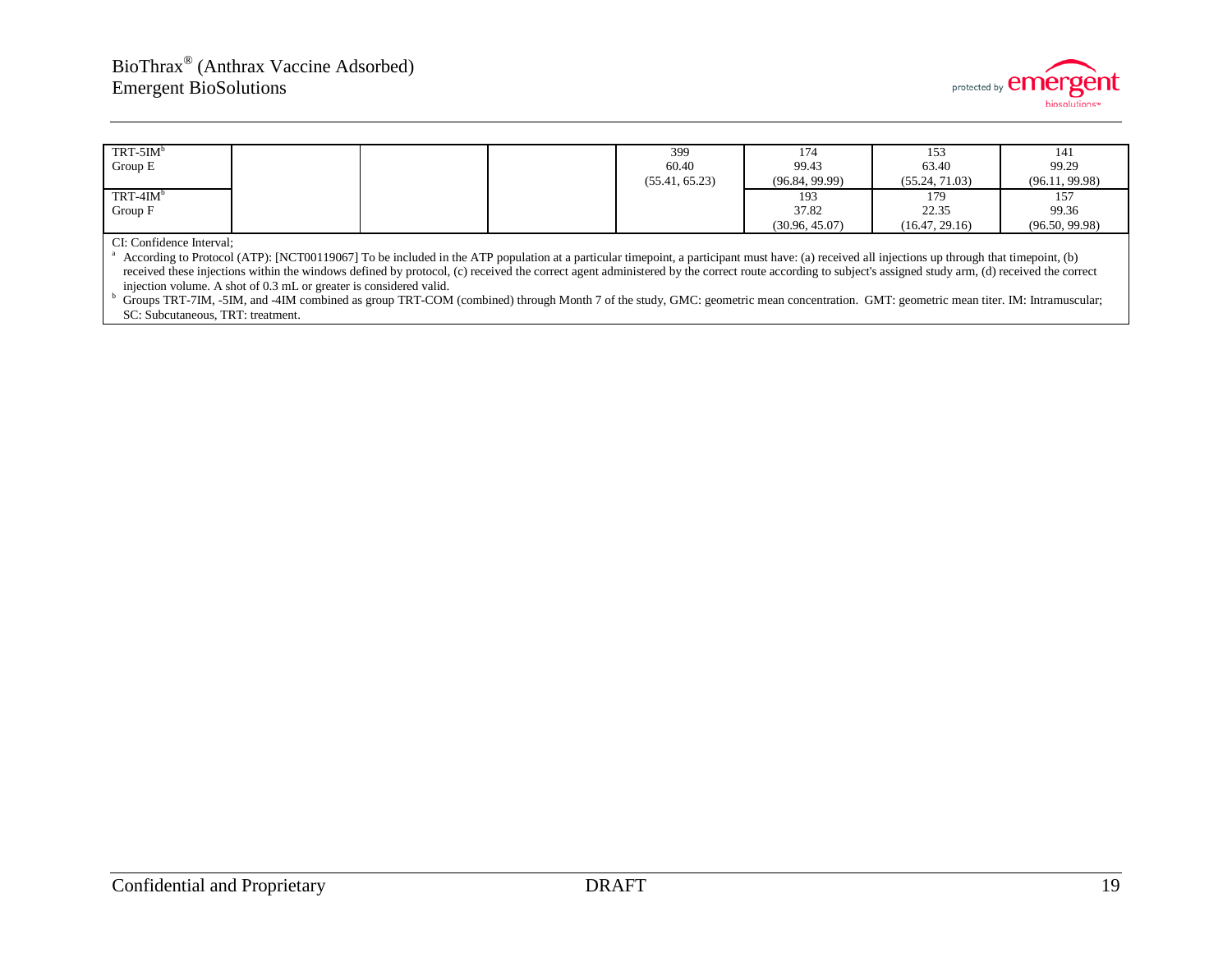| | | | | | | | |
|---|---|---|---|---|---|---|---|
| TRT-5IM[b] Group E | | | | 399 60.40 (55.41, 65.23) | 174 99.43 (96.84, 99.99) | 153 63.40 (55.24, 71.03) | 141 99.29 (96.11, 99.98) |
| TRT-4IM[b] Group F | | | | | 193 37.82 (30.96, 45.07) | 179 22.35 (16.47, 29.16) | 157 99.36 (96.50, 99.98) |

CI: Confidence Interval;

[a] According to Protocol (ATP): [NCT00119067] To be included in the ATP population at a particular timepoint, a participant must have: (a) received all injections up through that timepoint, (b) received these injections within the windows defined by protocol, (c) received the correct agent administered by the correct route according to subject's assigned study arm, (d) received the correct injection volume. A shot of 0.3 mL or greater is considered valid.

[b] Groups TRT-7IM, -5IM, and -4IM combined as group TRT-COM (combined) through Month 7 of the study, GMC: geometric mean concentration. GMT: geometric mean titer. IM: Intramuscular; SC: Subcutaneous, TRT: treatment.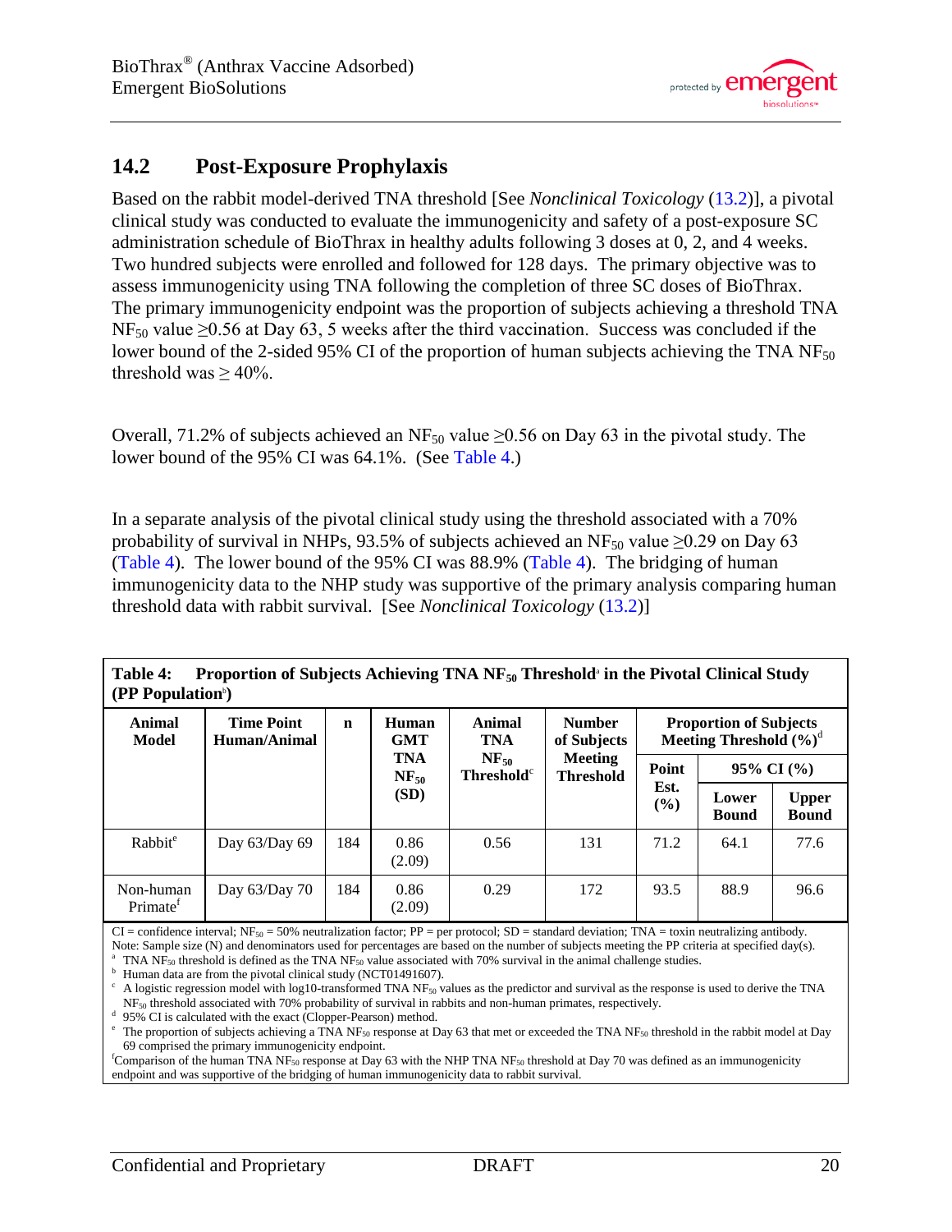## 14.2 Post-Exposure Prophylaxis

Based on the rabbit model-derived TNA threshold [See *Nonclinical Toxicology* (13.2)], a pivotal clinical study was conducted to evaluate the immunogenicity and safety of a post-exposure SC administration schedule of BioThrax in healthy adults following 3 doses at 0, 2, and 4 weeks. Two hundred subjects were enrolled and followed for 128 days. The primary objective was to assess immunogenicity using TNA following the completion of three SC doses of BioThrax. The primary immunogenicity endpoint was the proportion of subjects achieving a threshold TNA $NF_{50}$ value ≥0.56 at Day 63, 5 weeks after the third vaccination. Success was concluded if the lower bound of the 2-sided 95% CI of the proportion of human subjects achieving the TNA $NF_{50}$ threshold was ≥ 40%.

Overall, 71.2% of subjects achieved an $NF_{50}$ value ≥0.56 on Day 63 in the pivotal study. The lower bound of the 95% CI was 64.1%. (See Table 4.)

In a separate analysis of the pivotal clinical study using the threshold associated with a 70% probability of survival in NHPs, 93.5% of subjects achieved an $NF_{50}$ value ≥0.29 on Day 63 (Table 4). The lower bound of the 95% CI was 88.9% (Table 4). The bridging of human immunogenicity data to the NHP study was supportive of the primary analysis comparing human threshold data with rabbit survival. [See *Nonclinical Toxicology* (13.2)]

**Table 4: Proportion of Subjects Achieving TNA $NF_{50}$ Threshold[a] in the Pivotal Clinical Study (PP Population[b])**

| Animal Model | Time Point Human/Animal | n | Human GMT TNA $NF_{50}$ (SD) | Animal TNA $NF_{50}$ Threshold[c] | Number of Subjects Meeting Threshold | Proportion of Subjects Meeting Threshold (%)[d] | | |
|---|---|---|---|---|---|---|---|---|
| | | | | | | Point Est. (%) | 95% CI (%) Lower Bound | 95% CI (%) Upper Bound |
| Rabbit[e] | Day 63/Day 69 | 184 | 0.86 (2.09) | 0.56 | 131 | 71.2 | 64.1 | 77.6 |
| Non-human Primate[f] | Day 63/Day 70 | 184 | 0.86 (2.09) | 0.29 | 172 | 93.5 | 88.9 | 96.6 |

CI = confidence interval; $NF_{50}$ = 50% neutralization factor; PP = per protocol; SD = standard deviation; TNA = toxin neutralizing antibody.
Note: Sample size (N) and denominators used for percentages are based on the number of subjects meeting the PP criteria at specified day(s).
[a] TNA $NF_{50}$ threshold is defined as the TNA $NF_{50}$ value associated with 70% survival in the animal challenge studies.
[b] Human data are from the pivotal clinical study (NCT01491607).
[c] A logistic regression model with log10-transformed TNA $NF_{50}$ values as the predictor and survival as the response is used to derive the TNA $NF_{50}$ threshold associated with 70% probability of survival in rabbits and non-human primates, respectively.
[d] 95% CI is calculated with the exact (Clopper-Pearson) method.
[e] The proportion of subjects achieving a TNA $NF_{50}$ response at Day 63 that met or exceeded the TNA $NF_{50}$ threshold in the rabbit model at Day 69 comprised the primary immunogenicity endpoint.
[f] Comparison of the human TNA $NF_{50}$ response at Day 63 with the NHP TNA $NF_{50}$ threshold at Day 70 was defined as an immunogenicity endpoint and was supportive of the bridging of human immunogenicity data to rabbit survival.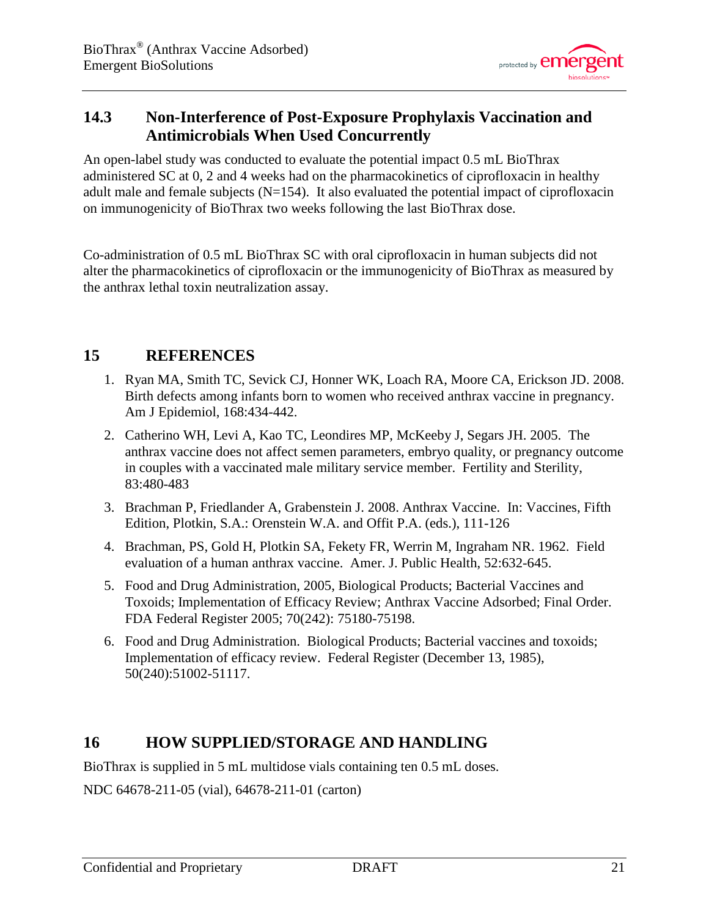## 14.3 Non-Interference of Post-Exposure Prophylaxis Vaccination and Antimicrobials When Used Concurrently

An open-label study was conducted to evaluate the potential impact 0.5 mL BioThrax administered SC at 0, 2 and 4 weeks had on the pharmacokinetics of ciprofloxacin in healthy adult male and female subjects (N=154). It also evaluated the potential impact of ciprofloxacin on immunogenicity of BioThrax two weeks following the last BioThrax dose.

Co-administration of 0.5 mL BioThrax SC with oral ciprofloxacin in human subjects did not alter the pharmacokinetics of ciprofloxacin or the immunogenicity of BioThrax as measured by the anthrax lethal toxin neutralization assay.

# 15 REFERENCES

1. Ryan MA, Smith TC, Sevick CJ, Honner WK, Loach RA, Moore CA, Erickson JD. 2008. Birth defects among infants born to women who received anthrax vaccine in pregnancy. Am J Epidemiol, 168:434-442.
2. Catherino WH, Levi A, Kao TC, Leondires MP, McKeeby J, Segars JH. 2005. The anthrax vaccine does not affect semen parameters, embryo quality, or pregnancy outcome in couples with a vaccinated male military service member. Fertility and Sterility, 83:480-483
3. Brachman P, Friedlander A, Grabenstein J. 2008. Anthrax Vaccine. In: Vaccines, Fifth Edition, Plotkin, S.A.: Orenstein W.A. and Offit P.A. (eds.), 111-126
4. Brachman, PS, Gold H, Plotkin SA, Fekety FR, Werrin M, Ingraham NR. 1962. Field evaluation of a human anthrax vaccine. Amer. J. Public Health, 52:632-645.
5. Food and Drug Administration, 2005, Biological Products; Bacterial Vaccines and Toxoids; Implementation of Efficacy Review; Anthrax Vaccine Adsorbed; Final Order. FDA Federal Register 2005; 70(242): 75180-75198.
6. Food and Drug Administration. Biological Products; Bacterial vaccines and toxoids; Implementation of efficacy review. Federal Register (December 13, 1985), 50(240):51002-51117.

# 16 HOW SUPPLIED/STORAGE AND HANDLING

BioThrax is supplied in 5 mL multidose vials containing ten 0.5 mL doses.

NDC 64678-211-05 (vial), 64678-211-01 (carton)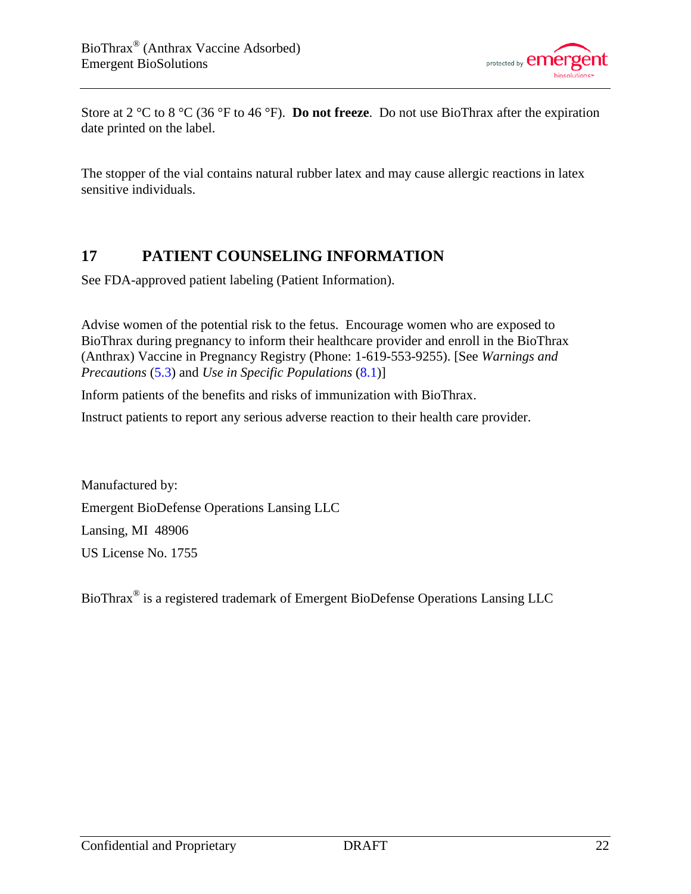Store at 2 °C to 8 °C (36 °F to 46 °F). **Do not freeze**. Do not use BioThrax after the expiration date printed on the label.

The stopper of the vial contains natural rubber latex and may cause allergic reactions in latex sensitive individuals.

## 17 PATIENT COUNSELING INFORMATION

See FDA-approved patient labeling (Patient Information).

Advise women of the potential risk to the fetus. Encourage women who are exposed to BioThrax during pregnancy to inform their healthcare provider and enroll in the BioThrax (Anthrax) Vaccine in Pregnancy Registry (Phone: 1-619-553-9255). [See *Warnings and Precautions* (5.3) and *Use in Specific Populations* (8.1)]

Inform patients of the benefits and risks of immunization with BioThrax.

Instruct patients to report any serious adverse reaction to their health care provider.

Manufactured by:

Emergent BioDefense Operations Lansing LLC

Lansing, MI 48906

US License No. 1755

BioThrax® is a registered trademark of Emergent BioDefense Operations Lansing LLC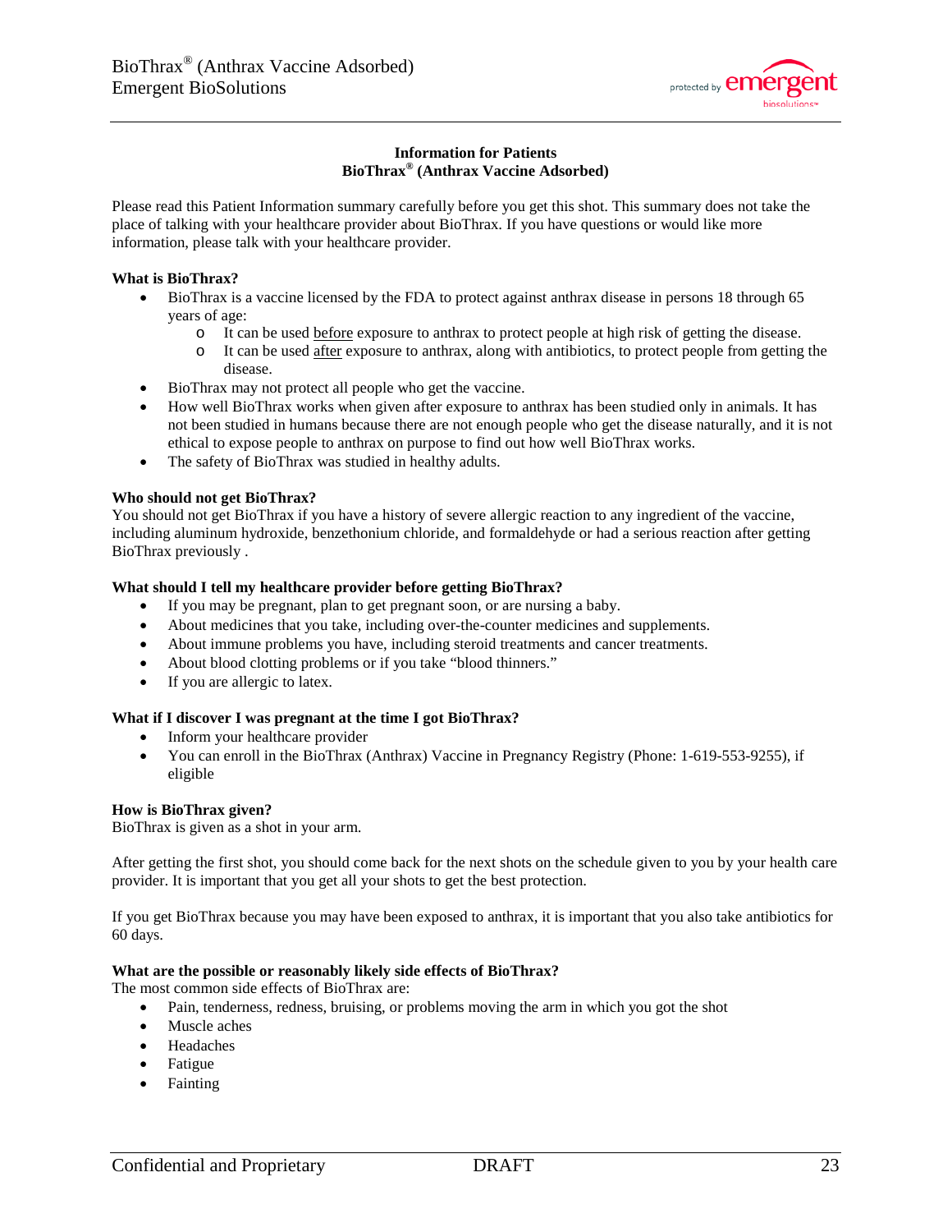## Information for Patients
## BioThrax® (Anthrax Vaccine Adsorbed)

Please read this Patient Information summary carefully before you get this shot. This summary does not take the place of talking with your healthcare provider about BioThrax. If you have questions or would like more information, please talk with your healthcare provider.

**What is BioThrax?**

- BioThrax is a vaccine licensed by the FDA to protect against anthrax disease in persons 18 through 65 years of age:
  - It can be used before exposure to anthrax to protect people at high risk of getting the disease.
  - It can be used after exposure to anthrax, along with antibiotics, to protect people from getting the disease.
- BioThrax may not protect all people who get the vaccine.
- How well BioThrax works when given after exposure to anthrax has been studied only in animals. It has not been studied in humans because there are not enough people who get the disease naturally, and it is not ethical to expose people to anthrax on purpose to find out how well BioThrax works.
- The safety of BioThrax was studied in healthy adults.

**Who should not get BioThrax?**

You should not get BioThrax if you have a history of severe allergic reaction to any ingredient of the vaccine, including aluminum hydroxide, benzethonium chloride, and formaldehyde or had a serious reaction after getting BioThrax previously .

**What should I tell my healthcare provider before getting BioThrax?**

- If you may be pregnant, plan to get pregnant soon, or are nursing a baby.
- About medicines that you take, including over-the-counter medicines and supplements.
- About immune problems you have, including steroid treatments and cancer treatments.
- About blood clotting problems or if you take "blood thinners."
- If you are allergic to latex.

**What if I discover I was pregnant at the time I got BioThrax?**

- Inform your healthcare provider
- You can enroll in the BioThrax (Anthrax) Vaccine in Pregnancy Registry (Phone: 1-619-553-9255), if eligible

**How is BioThrax given?**

BioThrax is given as a shot in your arm.

After getting the first shot, you should come back for the next shots on the schedule given to you by your health care provider. It is important that you get all your shots to get the best protection.

If you get BioThrax because you may have been exposed to anthrax, it is important that you also take antibiotics for 60 days.

**What are the possible or reasonably likely side effects of BioThrax?**

The most common side effects of BioThrax are:

- Pain, tenderness, redness, bruising, or problems moving the arm in which you got the shot
- Muscle aches
- Headaches
- Fatigue
- Fainting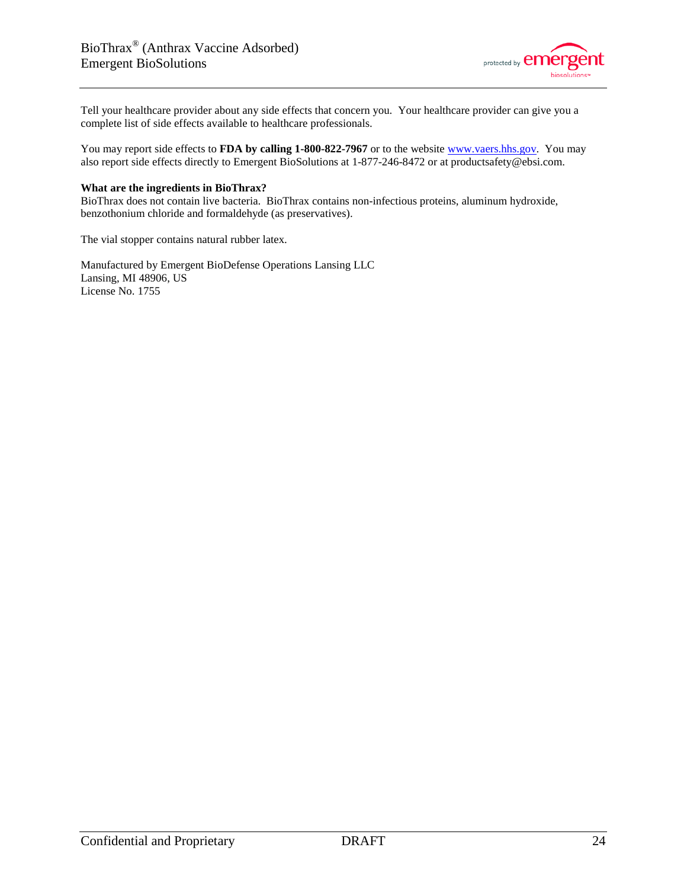Tell your healthcare provider about any side effects that concern you. Your healthcare provider can give you a complete list of side effects available to healthcare professionals.

You may report side effects to **FDA by calling 1-800-822-7967** or to the website www.vaers.hhs.gov. You may also report side effects directly to Emergent BioSolutions at 1-877-246-8472 or at productsafety@ebsi.com.

**What are the ingredients in BioThrax?**
BioThrax does not contain live bacteria. BioThrax contains non-infectious proteins, aluminum hydroxide, benzothonium chloride and formaldehyde (as preservatives).

The vial stopper contains natural rubber latex.

Manufactured by Emergent BioDefense Operations Lansing LLC
Lansing, MI 48906, US
License No. 1755